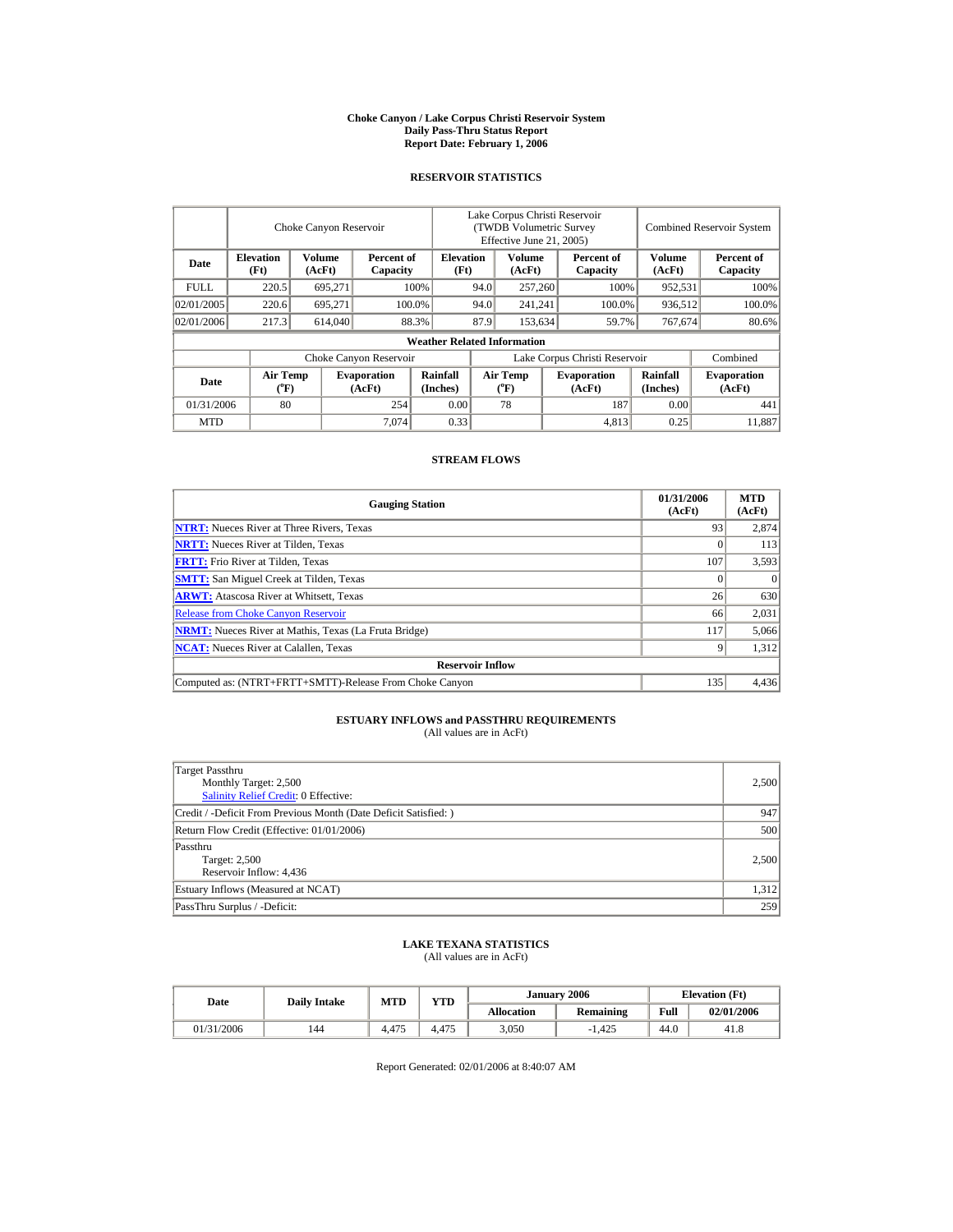# Choke Canyon / Lake Corpus Christi Reservoir System
## Daily Pass-Thru Status Report
### Report Date: February 1, 2006

## RESERVOIR STATISTICS

| | Choke Canyon Reservoir | | | Lake Corpus Christi Reservoir (TWDB Volumetric Survey Effective June 21, 2005) | | | Combined Reservoir System | |
|---|---|---|---|---|---|---|---|---|
| Date | Elevation (Ft) | Volume (AcFt) | Percent of Capacity | Elevation (Ft) | Volume (AcFt) | Percent of Capacity | Volume (AcFt) | Percent of Capacity |
| FULL | 220.5 | 695,271 | 100% | 94.0 | 257,260 | 100% | 952,531 | 100% |
| 02/01/2005 | 220.6 | 695,271 | 100.0% | 94.0 | 241,241 | 100.0% | 936,512 | 100.0% |
| 02/01/2006 | 217.3 | 614,040 | 88.3% | 87.9 | 153,634 | 59.7% | 767,674 | 80.6% |

**Weather Related Information**

| | Choke Canyon Reservoir | | | Lake Corpus Christi Reservoir | | | Combined |
|---|---|---|---|---|---|---|---|
| Date | Air Temp (°F) | Evaporation (AcFt) | Rainfall (Inches) | Air Temp (°F) | Evaporation (AcFt) | Rainfall (Inches) | Evaporation (AcFt) |
| 01/31/2006 | 80 | 254 | 0.00 | 78 | 187 | 0.00 | 441 |
| MTD | | 7,074 | 0.33 | | 4,813 | 0.25 | 11,887 |

## STREAM FLOWS

| Gauging Station | 01/31/2006 (AcFt) | MTD (AcFt) |
|---|---|---|
| NTRT: Nueces River at Three Rivers, Texas | 93 | 2,874 |
| NRTT: Nueces River at Tilden, Texas | 0 | 113 |
| FRTT: Frio River at Tilden, Texas | 107 | 3,593 |
| SMTT: San Miguel Creek at Tilden, Texas | 0 | 0 |
| ARWT: Atascosa River at Whitsett, Texas | 26 | 630 |
| Release from Choke Canyon Reservoir | 66 | 2,031 |
| NRMT: Nueces River at Mathis, Texas (La Fruta Bridge) | 117 | 5,066 |
| NCAT: Nueces River at Calallen, Texas | 9 | 1,312 |
| **Reservoir Inflow** | | |
| Computed as: (NTRT+FRTT+SMTT)-Release From Choke Canyon | 135 | 4,436 |

## ESTUARY INFLOWS and PASSTHRU REQUIREMENTS
(All values are in AcFt)

| | |
|---|---|
| Target Passthru<br>Monthly Target: 2,500<br>Salinity Relief Credit: 0 Effective: | 2,500 |
| Credit / -Deficit From Previous Month (Date Deficit Satisfied: ) | 947 |
| Return Flow Credit (Effective: 01/01/2006) | 500 |
| Passthru<br>Target: 2,500<br>Reservoir Inflow: 4,436 | 2,500 |
| Estuary Inflows (Measured at NCAT) | 1,312 |
| PassThru Surplus / -Deficit: | 259 |

## LAKE TEXANA STATISTICS
(All values are in AcFt)

| Date | Daily Intake | MTD | YTD | January 2006 | | Elevation (Ft) | |
|---|---|---|---|---|---|---|---|
| | | | | Allocation | Remaining | Full | 02/01/2006 |
| 01/31/2006 | 144 | 4,475 | 4,475 | 3,050 | -1,425 | 44.0 | 41.8 |

Report Generated: 02/01/2006 at 8:40:07 AM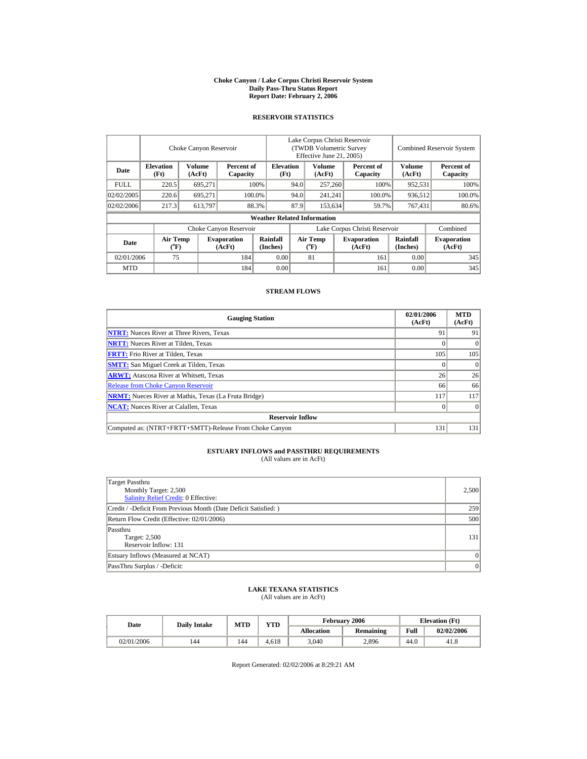# Choke Canyon / Lake Corpus Christi Reservoir System
## Daily Pass-Thru Status Report
## Report Date: February 2, 2006

### RESERVOIR STATISTICS

| | Choke Canyon Reservoir | | | Lake Corpus Christi Reservoir (TWDB Volumetric Survey Effective June 21, 2005) | | | Combined Reservoir System | |
|---|---|---|---|---|---|---|---|---|
| Date | Elevation (Ft) | Volume (AcFt) | Percent of Capacity | Elevation (Ft) | Volume (AcFt) | Percent of Capacity | Volume (AcFt) | Percent of Capacity |
| FULL | 220.5 | 695,271 | 100% | 94.0 | 257,260 | 100% | 952,531 | 100% |
| 02/02/2005 | 220.6 | 695,271 | 100.0% | 94.0 | 241,241 | 100.0% | 936,512 | 100.0% |
| 02/02/2006 | 217.3 | 613,797 | 88.3% | 87.9 | 153,634 | 59.7% | 767,431 | 80.6% |

**Weather Related Information**

| | Choke Canyon Reservoir | | | Lake Corpus Christi Reservoir | | | Combined |
|---|---|---|---|---|---|---|---|
| Date | Air Temp (°F) | Evaporation (AcFt) | Rainfall (Inches) | Air Temp (°F) | Evaporation (AcFt) | Rainfall (Inches) | Evaporation (AcFt) |
| 02/01/2006 | 75 | 184 | 0.00 | 81 | 161 | 0.00 | 345 |
| MTD | | 184 | 0.00 | | 161 | 0.00 | 345 |

### STREAM FLOWS

| Gauging Station | 02/01/2006 (AcFt) | MTD (AcFt) |
|---|---|---|
| **NTRT:** Nueces River at Three Rivers, Texas | 91 | 91 |
| **NRTT:** Nueces River at Tilden, Texas | 0 | 0 |
| **FRTT:** Frio River at Tilden, Texas | 105 | 105 |
| **SMTT:** San Miguel Creek at Tilden, Texas | 0 | 0 |
| **ARWT:** Atascosa River at Whitsett, Texas | 26 | 26 |
| Release from Choke Canyon Reservoir | 66 | 66 |
| **NRMT:** Nueces River at Mathis, Texas (La Fruta Bridge) | 117 | 117 |
| **NCAT:** Nueces River at Calallen, Texas | 0 | 0 |
| **Reservoir Inflow** | | |
| Computed as: (NTRT+FRTT+SMTT)-Release From Choke Canyon | 131 | 131 |

### ESTUARY INFLOWS and PASSTHRU REQUIREMENTS
(All values are in AcFt)

| | |
|---|---|
| Target Passthru<br>Monthly Target: 2,500<br>Salinity Relief Credit: 0 Effective: | 2,500 |
| Credit / -Deficit From Previous Month (Date Deficit Satisfied: ) | 259 |
| Return Flow Credit (Effective: 02/01/2006) | 500 |
| Passthru<br>Target: 2,500<br>Reservoir Inflow: 131 | 131 |
| Estuary Inflows (Measured at NCAT) | 0 |
| PassThru Surplus / -Deficit: | 0 |

### LAKE TEXANA STATISTICS
(All values are in AcFt)

| Date | Daily Intake | MTD | YTD | February 2006 | | Elevation (Ft) | |
|---|---|---|---|---|---|---|---|
| | | | | Allocation | Remaining | Full | 02/02/2006 |
| 02/01/2006 | 144 | 144 | 4,618 | 3,040 | 2,896 | 44.0 | 41.8 |

Report Generated: 02/02/2006 at 8:29:21 AM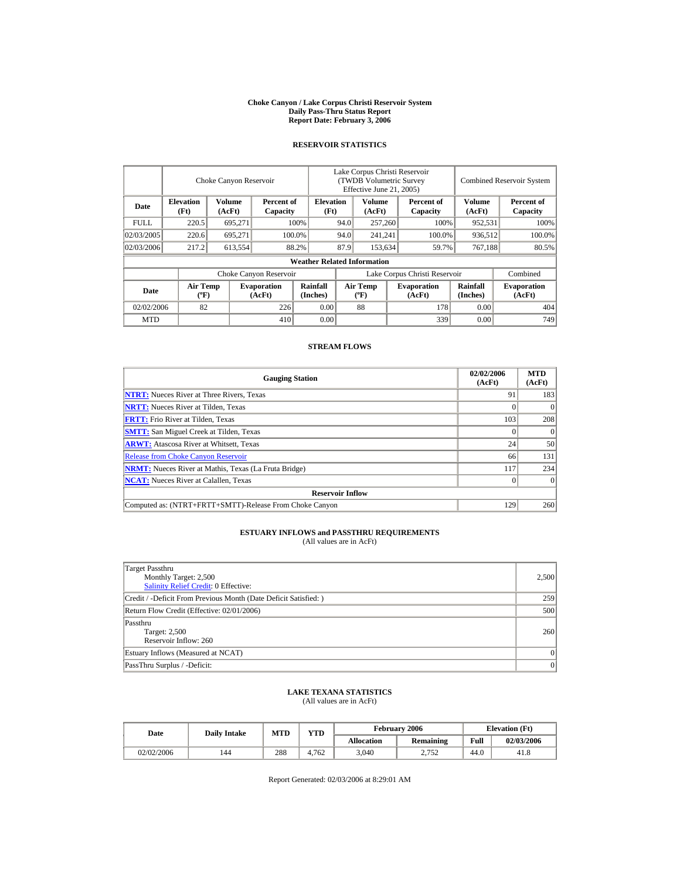# Choke Canyon / Lake Corpus Christi Reservoir System
## Daily Pass-Thru Status Report
## Report Date: February 3, 2006

### RESERVOIR STATISTICS

| Date | Choke Canyon Reservoir | | | Lake Corpus Christi Reservoir (TWDB Volumetric Survey Effective June 21, 2005) | | | Combined Reservoir System | |
|---|---|---|---|---|---|---|---|---|
| | Elevation (Ft) | Volume (AcFt) | Percent of Capacity | Elevation (Ft) | Volume (AcFt) | Percent of Capacity | Volume (AcFt) | Percent of Capacity |
| FULL | 220.5 | 695,271 | 100% | 94.0 | 257,260 | 100% | 952,531 | 100% |
| 02/03/2005 | 220.6 | 695,271 | 100.0% | 94.0 | 241,241 | 100.0% | 936,512 | 100.0% |
| 02/03/2006 | 217.2 | 613,554 | 88.2% | 87.9 | 153,634 | 59.7% | 767,188 | 80.5% |

**Weather Related Information**

| Date | Choke Canyon Reservoir | | | Lake Corpus Christi Reservoir | | | Combined |
|---|---|---|---|---|---|---|---|
| | Air Temp (ºF) | Evaporation (AcFt) | Rainfall (Inches) | Air Temp (ºF) | Evaporation (AcFt) | Rainfall (Inches) | Evaporation (AcFt) |
| 02/02/2006 | 82 | 226 | 0.00 | 88 | 178 | 0.00 | 404 |
| MTD | | 410 | 0.00 | | 339 | 0.00 | 749 |

### STREAM FLOWS

| Gauging Station | 02/02/2006 (AcFt) | MTD (AcFt) |
|---|---|---|
| NTRT: Nueces River at Three Rivers, Texas | 91 | 183 |
| NRTT: Nueces River at Tilden, Texas | 0 | 0 |
| FRTT: Frio River at Tilden, Texas | 103 | 208 |
| SMTT: San Miguel Creek at Tilden, Texas | 0 | 0 |
| ARWT: Atascosa River at Whitsett, Texas | 24 | 50 |
| Release from Choke Canyon Reservoir | 66 | 131 |
| NRMT: Nueces River at Mathis, Texas (La Fruta Bridge) | 117 | 234 |
| NCAT: Nueces River at Calallen, Texas | 0 | 0 |
| **Reservoir Inflow** | | |
| Computed as: (NTRT+FRTT+SMTT)-Release From Choke Canyon | 129 | 260 |

### ESTUARY INFLOWS and PASSTHRU REQUIREMENTS
(All values are in AcFt)

| Item | Value |
|---|---|
| Target Passthru<br>Monthly Target: 2,500<br>Salinity Relief Credit: 0 Effective: | 2,500 |
| Credit / -Deficit From Previous Month (Date Deficit Satisfied: ) | 259 |
| Return Flow Credit (Effective: 02/01/2006) | 500 |
| Passthru<br>Target: 2,500<br>Reservoir Inflow: 260 | 260 |
| Estuary Inflows (Measured at NCAT) | 0 |
| PassThru Surplus / -Deficit: | 0 |

### LAKE TEXANA STATISTICS
(All values are in AcFt)

| Date | Daily Intake | MTD | YTD | February 2006 | | Elevation (Ft) | |
|---|---|---|---|---|---|---|---|
| | | | | Allocation | Remaining | Full | 02/03/2006 |
| 02/02/2006 | 144 | 288 | 4,762 | 3,040 | 2,752 | 44.0 | 41.8 |

Report Generated: 02/03/2006 at 8:29:01 AM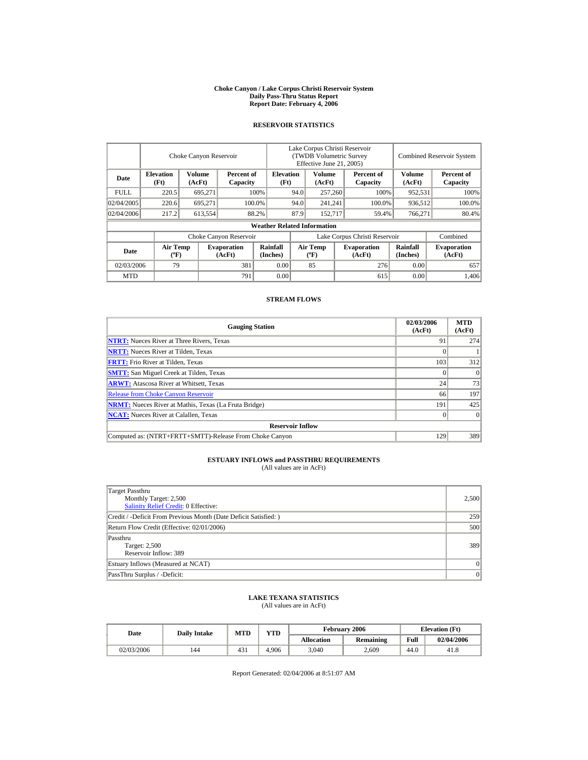# Choke Canyon / Lake Corpus Christi Reservoir System
## Daily Pass-Thru Status Report
## Report Date: February 4, 2006

### RESERVOIR STATISTICS

| | Choke Canyon Reservoir | | | Lake Corpus Christi Reservoir (TWDB Volumetric Survey Effective June 21, 2005) | | | Combined Reservoir System | |
|---|---|---|---|---|---|---|---|---|
| Date | Elevation (Ft) | Volume (AcFt) | Percent of Capacity | Elevation (Ft) | Volume (AcFt) | Percent of Capacity | Volume (AcFt) | Percent of Capacity |
| FULL | 220.5 | 695,271 | 100% | 94.0 | 257,260 | 100% | 952,531 | 100% |
| 02/04/2005 | 220.6 | 695,271 | 100.0% | 94.0 | 241,241 | 100.0% | 936,512 | 100.0% |
| 02/04/2006 | 217.2 | 613,554 | 88.2% | 87.9 | 152,717 | 59.4% | 766,271 | 80.4% |

**Weather Related Information**

| | Choke Canyon Reservoir | | | Lake Corpus Christi Reservoir | | | Combined |
|---|---|---|---|---|---|---|---|
| Date | Air Temp (ºF) | Evaporation (AcFt) | Rainfall (Inches) | Air Temp (ºF) | Evaporation (AcFt) | Rainfall (Inches) | Evaporation (AcFt) |
| 02/03/2006 | 79 | 381 | 0.00 | 85 | 276 | 0.00 | 657 |
| MTD | | 791 | 0.00 | | 615 | 0.00 | 1,406 |

### STREAM FLOWS

| Gauging Station | 02/03/2006 (AcFt) | MTD (AcFt) |
|---|---|---|
| **NTRT:** Nueces River at Three Rivers, Texas | 91 | 274 |
| **NRTT:** Nueces River at Tilden, Texas | 0 | 1 |
| **FRTT:** Frio River at Tilden, Texas | 103 | 312 |
| **SMTT:** San Miguel Creek at Tilden, Texas | 0 | 0 |
| **ARWT:** Atascosa River at Whitsett, Texas | 24 | 73 |
| Release from Choke Canyon Reservoir | 66 | 197 |
| **NRMT:** Nueces River at Mathis, Texas (La Fruta Bridge) | 191 | 425 |
| **NCAT:** Nueces River at Calallen, Texas | 0 | 0 |
| **Reservoir Inflow** | | |
| Computed as: (NTRT+FRTT+SMTT)-Release From Choke Canyon | 129 | 389 |

### ESTUARY INFLOWS and PASSTHRU REQUIREMENTS
(All values are in AcFt)

| | |
|---|---|
| Target Passthru<br>Monthly Target: 2,500<br>Salinity Relief Credit: 0 Effective: | 2,500 |
| Credit / -Deficit From Previous Month (Date Deficit Satisfied: ) | 259 |
| Return Flow Credit (Effective: 02/01/2006) | 500 |
| Passthru<br>Target: 2,500<br>Reservoir Inflow: 389 | 389 |
| Estuary Inflows (Measured at NCAT) | 0 |
| PassThru Surplus / -Deficit: | 0 |

### LAKE TEXANA STATISTICS
(All values are in AcFt)

| Date | Daily Intake | MTD | YTD | February 2006 | | Elevation (Ft) | |
|---|---|---|---|---|---|---|---|
| | | | | Allocation | Remaining | Full | 02/04/2006 |
| 02/03/2006 | 144 | 431 | 4,906 | 3,040 | 2,609 | 44.0 | 41.8 |

Report Generated: 02/04/2006 at 8:51:07 AM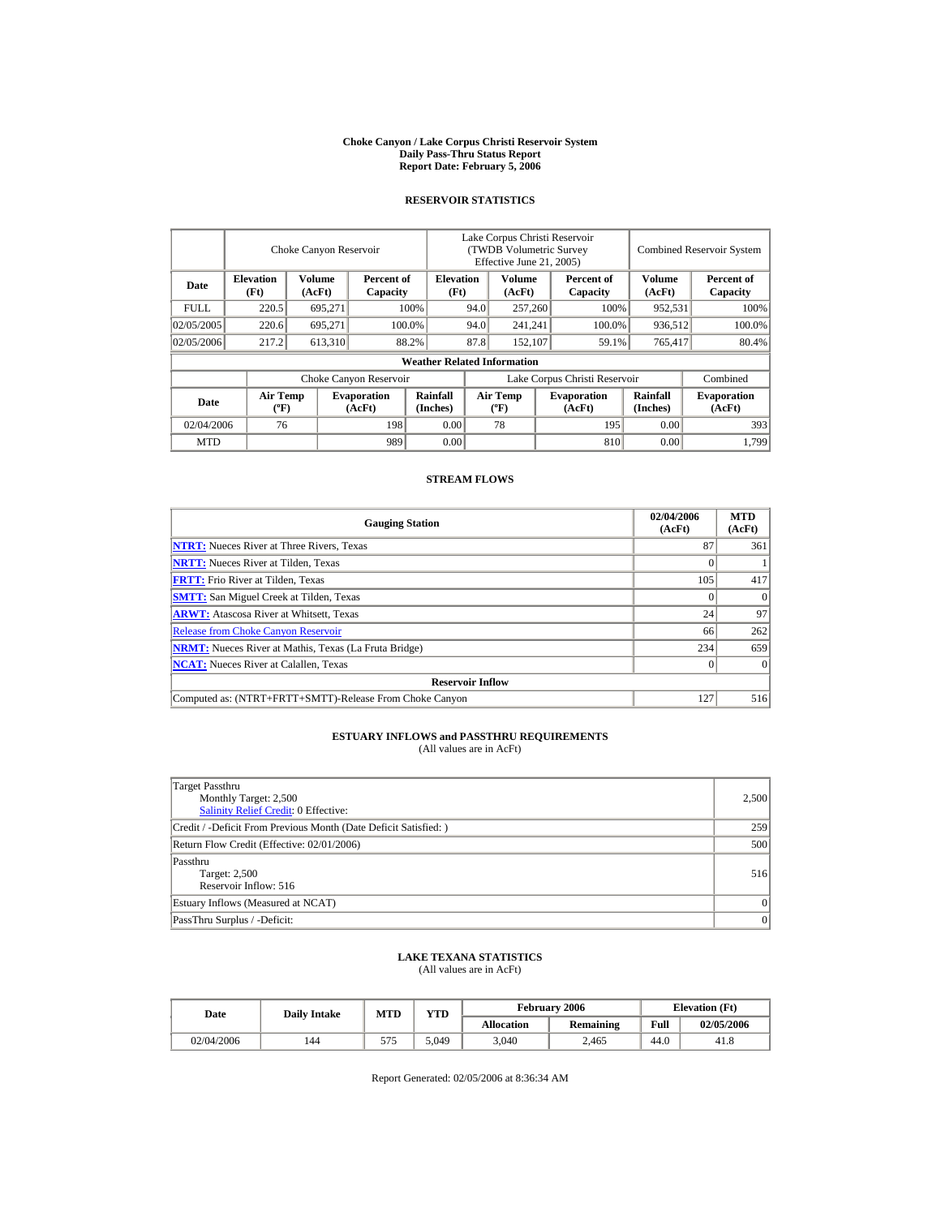# Choke Canyon / Lake Corpus Christi Reservoir System
## Daily Pass-Thru Status Report
## Report Date: February 5, 2006

### RESERVOIR STATISTICS

| | Choke Canyon Reservoir | | | Lake Corpus Christi Reservoir (TWDB Volumetric Survey Effective June 21, 2005) | | | Combined Reservoir System | |
|---|---|---|---|---|---|---|---|---|
| Date | Elevation (Ft) | Volume (AcFt) | Percent of Capacity | Elevation (Ft) | Volume (AcFt) | Percent of Capacity | Volume (AcFt) | Percent of Capacity |
| FULL | 220.5 | 695,271 | 100% | 94.0 | 257,260 | 100% | 952,531 | 100% |
| 02/05/2005 | 220.6 | 695,271 | 100.0% | 94.0 | 241,241 | 100.0% | 936,512 | 100.0% |
| 02/05/2006 | 217.2 | 613,310 | 88.2% | 87.8 | 152,107 | 59.1% | 765,417 | 80.4% |

**Weather Related Information**

| | Choke Canyon Reservoir | | | Lake Corpus Christi Reservoir | | | Combined |
|---|---|---|---|---|---|---|---|
| Date | Air Temp (ºF) | Evaporation (AcFt) | Rainfall (Inches) | Air Temp (ºF) | Evaporation (AcFt) | Rainfall (Inches) | Evaporation (AcFt) |
| 02/04/2006 | 76 | 198 | 0.00 | 78 | 195 | 0.00 | 393 |
| MTD | | 989 | 0.00 | | 810 | 0.00 | 1,799 |

### STREAM FLOWS

| Gauging Station | 02/04/2006 (AcFt) | MTD (AcFt) |
|---|---|---|
| NTRT: Nueces River at Three Rivers, Texas | 87 | 361 |
| NRTT: Nueces River at Tilden, Texas | 0 | 1 |
| FRTT: Frio River at Tilden, Texas | 105 | 417 |
| SMTT: San Miguel Creek at Tilden, Texas | 0 | 0 |
| ARWT: Atascosa River at Whitsett, Texas | 24 | 97 |
| Release from Choke Canyon Reservoir | 66 | 262 |
| NRMT: Nueces River at Mathis, Texas (La Fruta Bridge) | 234 | 659 |
| NCAT: Nueces River at Calallen, Texas | 0 | 0 |
| **Reservoir Inflow** | | |
| Computed as: (NTRT+FRTT+SMTT)-Release From Choke Canyon | 127 | 516 |

### ESTUARY INFLOWS and PASSTHRU REQUIREMENTS
(All values are in AcFt)

| | |
|---|---|
| Target Passthru<br>Monthly Target: 2,500<br>Salinity Relief Credit: 0 Effective: | 2,500 |
| Credit / -Deficit From Previous Month (Date Deficit Satisfied: ) | 259 |
| Return Flow Credit (Effective: 02/01/2006) | 500 |
| Passthru<br>Target: 2,500<br>Reservoir Inflow: 516 | 516 |
| Estuary Inflows (Measured at NCAT) | 0 |
| PassThru Surplus / -Deficit: | 0 |

### LAKE TEXANA STATISTICS
(All values are in AcFt)

| Date | Daily Intake | MTD | YTD | February 2006 | | Elevation (Ft) | |
|---|---|---|---|---|---|---|---|
| | | | | Allocation | Remaining | Full | 02/05/2006 |
| 02/04/2006 | 144 | 575 | 5,049 | 3,040 | 2,465 | 44.0 | 41.8 |

Report Generated: 02/05/2006 at 8:36:34 AM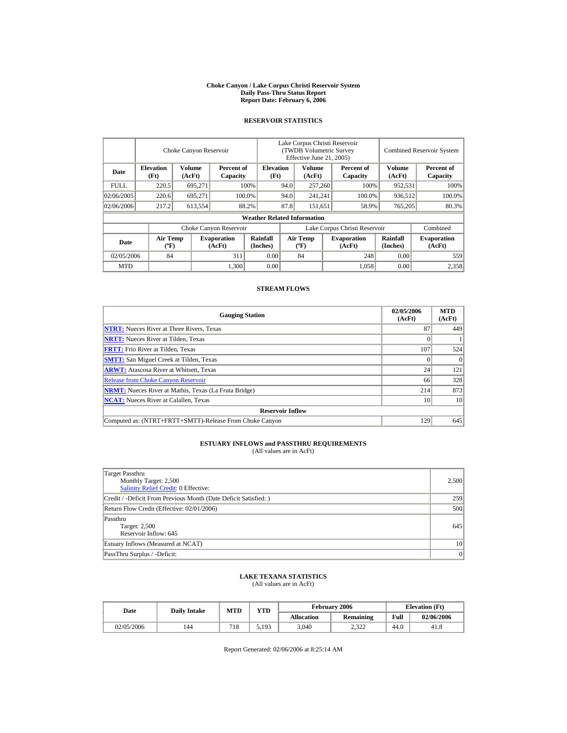# Choke Canyon / Lake Corpus Christi Reservoir System
## Daily Pass-Thru Status Report
### Report Date: February 6, 2006

## RESERVOIR STATISTICS

| Date | Choke Canyon Reservoir | | | Lake Corpus Christi Reservoir (TWDB Volumetric Survey Effective June 21, 2005) | | | Combined Reservoir System | |
|---|---|---|---|---|---|---|---|---|
| | Elevation (Ft) | Volume (AcFt) | Percent of Capacity | Elevation (Ft) | Volume (AcFt) | Percent of Capacity | Volume (AcFt) | Percent of Capacity |
| FULL | 220.5 | 695,271 | 100% | 94.0 | 257,260 | 100% | 952,531 | 100% |
| 02/06/2005 | 220.6 | 695,271 | 100.0% | 94.0 | 241,241 | 100.0% | 936,512 | 100.0% |
| 02/06/2006 | 217.2 | 613,554 | 88.2% | 87.8 | 151,651 | 58.9% | 765,205 | 80.3% |

**Weather Related Information**

| Date | Choke Canyon Reservoir | | | Lake Corpus Christi Reservoir | | | Combined |
|---|---|---|---|---|---|---|---|
| | Air Temp (ºF) | Evaporation (AcFt) | Rainfall (Inches) | Air Temp (ºF) | Evaporation (AcFt) | Rainfall (Inches) | Evaporation (AcFt) |
| 02/05/2006 | 84 | 311 | 0.00 | 84 | 248 | 0.00 | 559 |
| MTD | | 1,300 | 0.00 | | 1,058 | 0.00 | 2,358 |

## STREAM FLOWS

| Gauging Station | 02/05/2006 (AcFt) | MTD (AcFt) |
|---|---|---|
| NTRT: Nueces River at Three Rivers, Texas | 87 | 449 |
| NRTT: Nueces River at Tilden, Texas | 0 | 1 |
| FRTT: Frio River at Tilden, Texas | 107 | 524 |
| SMTT: San Miguel Creek at Tilden, Texas | 0 | 0 |
| ARWT: Atascosa River at Whitsett, Texas | 24 | 121 |
| Release from Choke Canyon Reservoir | 66 | 328 |
| NRMT: Nueces River at Mathis, Texas (La Fruta Bridge) | 214 | 873 |
| NCAT: Nueces River at Calallen, Texas | 10 | 10 |
| **Reservoir Inflow** | | |
| Computed as: (NTRT+FRTT+SMTT)-Release From Choke Canyon | 129 | 645 |

## ESTUARY INFLOWS and PASSTHRU REQUIREMENTS
(All values are in AcFt)

| | |
|---|---|
| Target Passthru<br>Monthly Target: 2,500<br>Salinity Relief Credit: 0 Effective: | 2,500 |
| Credit / -Deficit From Previous Month (Date Deficit Satisfied: ) | 259 |
| Return Flow Credit (Effective: 02/01/2006) | 500 |
| Passthru<br>Target: 2,500<br>Reservoir Inflow: 645 | 645 |
| Estuary Inflows (Measured at NCAT) | 10 |
| PassThru Surplus / -Deficit: | 0 |

## LAKE TEXANA STATISTICS
(All values are in AcFt)

| Date | Daily Intake | MTD | YTD | February 2006 | | Elevation (Ft) | |
|---|---|---|---|---|---|---|---|
| | | | | Allocation | Remaining | Full | 02/06/2006 |
| 02/05/2006 | 144 | 718 | 5,193 | 3,040 | 2,322 | 44.0 | 41.8 |

Report Generated: 02/06/2006 at 8:25:14 AM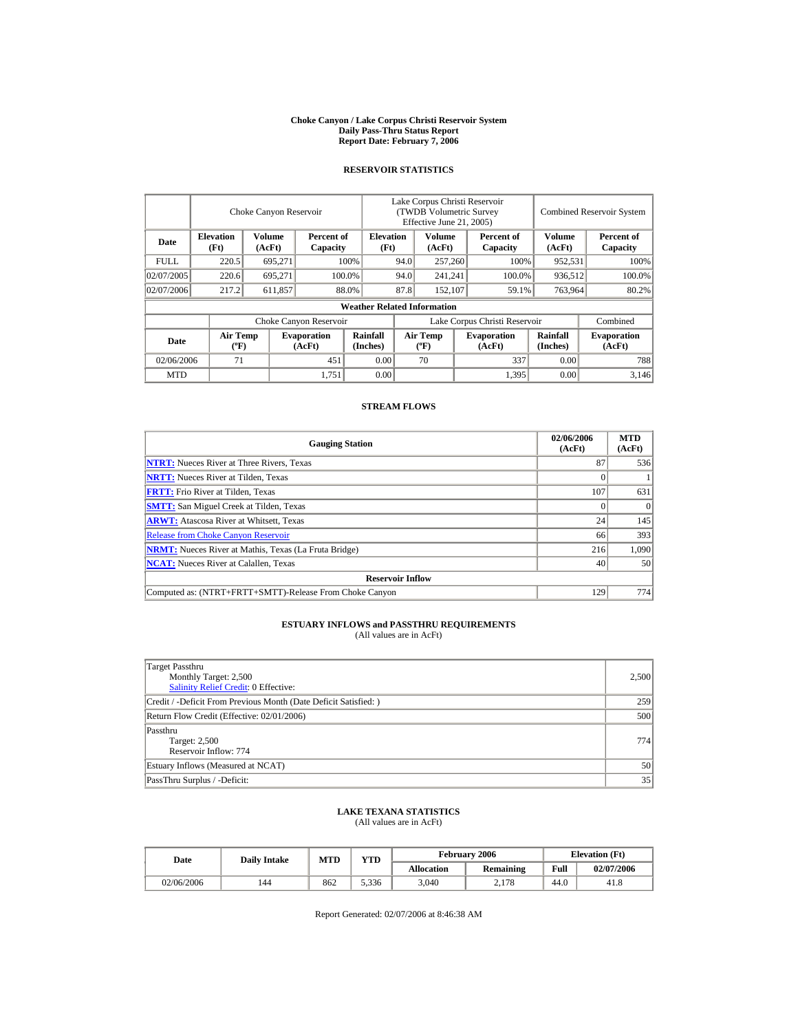# Choke Canyon / Lake Corpus Christi Reservoir System
## Daily Pass-Thru Status Report
## Report Date: February 7, 2006

### RESERVOIR STATISTICS

| Date | Choke Canyon Reservoir | | | Lake Corpus Christi Reservoir (TWDB Volumetric Survey Effective June 21, 2005) | | | Combined Reservoir System | |
|---|---|---|---|---|---|---|---|---|
| | Elevation (Ft) | Volume (AcFt) | Percent of Capacity | Elevation (Ft) | Volume (AcFt) | Percent of Capacity | Volume (AcFt) | Percent of Capacity |
| FULL | 220.5 | 695,271 | 100% | 94.0 | 257,260 | 100% | 952,531 | 100% |
| 02/07/2005 | 220.6 | 695,271 | 100.0% | 94.0 | 241,241 | 100.0% | 936,512 | 100.0% |
| 02/07/2006 | 217.2 | 611,857 | 88.0% | 87.8 | 152,107 | 59.1% | 763,964 | 80.2% |

**Weather Related Information**

| Date | Choke Canyon Reservoir | | | Lake Corpus Christi Reservoir | | | Combined |
|---|---|---|---|---|---|---|---|
| | Air Temp (ºF) | Evaporation (AcFt) | Rainfall (Inches) | Air Temp (ºF) | Evaporation (AcFt) | Rainfall (Inches) | Evaporation (AcFt) |
| 02/06/2006 | 71 | 451 | 0.00 | 70 | 337 | 0.00 | 788 |
| MTD | | 1,751 | 0.00 | | 1,395 | 0.00 | 3,146 |

### STREAM FLOWS

| Gauging Station | 02/06/2006 (AcFt) | MTD (AcFt) |
|---|---|---|
| NTRT: Nueces River at Three Rivers, Texas | 87 | 536 |
| NRTT: Nueces River at Tilden, Texas | 0 | 1 |
| FRTT: Frio River at Tilden, Texas | 107 | 631 |
| SMTT: San Miguel Creek at Tilden, Texas | 0 | 0 |
| ARWT: Atascosa River at Whitsett, Texas | 24 | 145 |
| Release from Choke Canyon Reservoir | 66 | 393 |
| NRMT: Nueces River at Mathis, Texas (La Fruta Bridge) | 216 | 1,090 |
| NCAT: Nueces River at Calallen, Texas | 40 | 50 |
| **Reservoir Inflow** | | |
| Computed as: (NTRT+FRTT+SMTT)-Release From Choke Canyon | 129 | 774 |

### ESTUARY INFLOWS and PASSTHRU REQUIREMENTS
(All values are in AcFt)

| | |
|---|---|
| Target Passthru<br>Monthly Target: 2,500<br>Salinity Relief Credit: 0 Effective: | 2,500 |
| Credit / -Deficit From Previous Month (Date Deficit Satisfied: ) | 259 |
| Return Flow Credit (Effective: 02/01/2006) | 500 |
| Passthru<br>Target: 2,500<br>Reservoir Inflow: 774 | 774 |
| Estuary Inflows (Measured at NCAT) | 50 |
| PassThru Surplus / -Deficit: | 35 |

### LAKE TEXANA STATISTICS
(All values are in AcFt)

| Date | Daily Intake | MTD | YTD | February 2006 | | Elevation (Ft) | |
|---|---|---|---|---|---|---|---|
| | | | | Allocation | Remaining | Full | 02/07/2006 |
| 02/06/2006 | 144 | 862 | 5,336 | 3,040 | 2,178 | 44.0 | 41.8 |

Report Generated: 02/07/2006 at 8:46:38 AM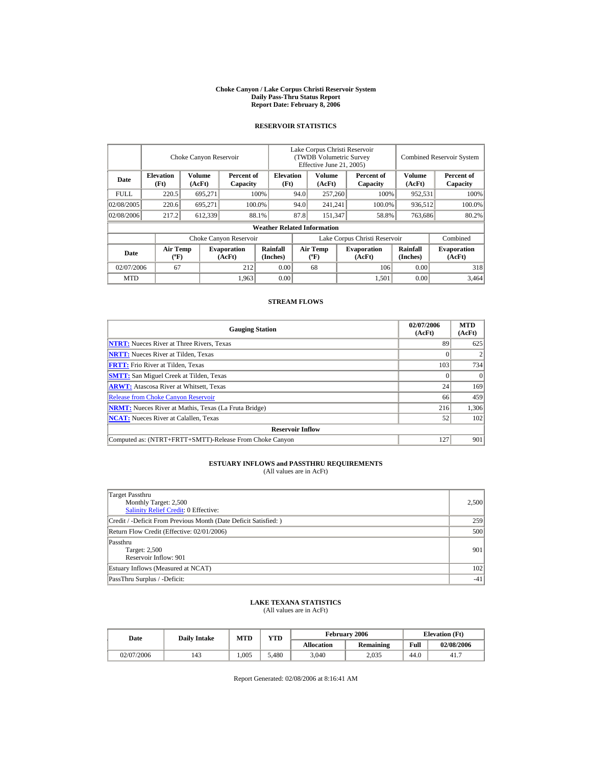# Choke Canyon / Lake Corpus Christi Reservoir System
## Daily Pass-Thru Status Report
## Report Date: February 8, 2006

### RESERVOIR STATISTICS

| Date | Choke Canyon Reservoir | | | Lake Corpus Christi Reservoir (TWDB Volumetric Survey Effective June 21, 2005) | | | Combined Reservoir System | |
|---|---|---|---|---|---|---|---|---|
| | Elevation (Ft) | Volume (AcFt) | Percent of Capacity | Elevation (Ft) | Volume (AcFt) | Percent of Capacity | Volume (AcFt) | Percent of Capacity |
| FULL | 220.5 | 695,271 | 100% | 94.0 | 257,260 | 100% | 952,531 | 100% |
| 02/08/2005 | 220.6 | 695,271 | 100.0% | 94.0 | 241,241 | 100.0% | 936,512 | 100.0% |
| 02/08/2006 | 217.2 | 612,339 | 88.1% | 87.8 | 151,347 | 58.8% | 763,686 | 80.2% |

**Weather Related Information**

| Date | Choke Canyon Reservoir | | | Lake Corpus Christi Reservoir | | | Combined |
|---|---|---|---|---|---|---|---|
| | Air Temp (ºF) | Evaporation (AcFt) | Rainfall (Inches) | Air Temp (ºF) | Evaporation (AcFt) | Rainfall (Inches) | Evaporation (AcFt) |
| 02/07/2006 | 67 | 212 | 0.00 | 68 | 106 | 0.00 | 318 |
| MTD | | 1,963 | 0.00 | | 1,501 | 0.00 | 3,464 |

### STREAM FLOWS

| Gauging Station | 02/07/2006 (AcFt) | MTD (AcFt) |
|---|---|---|
| NTRT: Nueces River at Three Rivers, Texas | 89 | 625 |
| NRTT: Nueces River at Tilden, Texas | 0 | 2 |
| FRTT: Frio River at Tilden, Texas | 103 | 734 |
| SMTT: San Miguel Creek at Tilden, Texas | 0 | 0 |
| ARWT: Atascosa River at Whitsett, Texas | 24 | 169 |
| Release from Choke Canyon Reservoir | 66 | 459 |
| NRMT: Nueces River at Mathis, Texas (La Fruta Bridge) | 216 | 1,306 |
| NCAT: Nueces River at Calallen, Texas | 52 | 102 |
| **Reservoir Inflow** | | |
| Computed as: (NTRT+FRTT+SMTT)-Release From Choke Canyon | 127 | 901 |

### ESTUARY INFLOWS and PASSTHRU REQUIREMENTS
(All values are in AcFt)

| | |
|---|---|
| Target Passthru<br>Monthly Target: 2,500<br>Salinity Relief Credit: 0 Effective: | 2,500 |
| Credit / -Deficit From Previous Month (Date Deficit Satisfied: ) | 259 |
| Return Flow Credit (Effective: 02/01/2006) | 500 |
| Passthru<br>Target: 2,500<br>Reservoir Inflow: 901 | 901 |
| Estuary Inflows (Measured at NCAT) | 102 |
| PassThru Surplus / -Deficit: | -41 |

### LAKE TEXANA STATISTICS
(All values are in AcFt)

| Date | Daily Intake | MTD | YTD | February 2006 | | Elevation (Ft) | |
|---|---|---|---|---|---|---|---|
| | | | | Allocation | Remaining | Full | 02/08/2006 |
| 02/07/2006 | 143 | 1,005 | 5,480 | 3,040 | 2,035 | 44.0 | 41.7 |

Report Generated: 02/08/2006 at 8:16:41 AM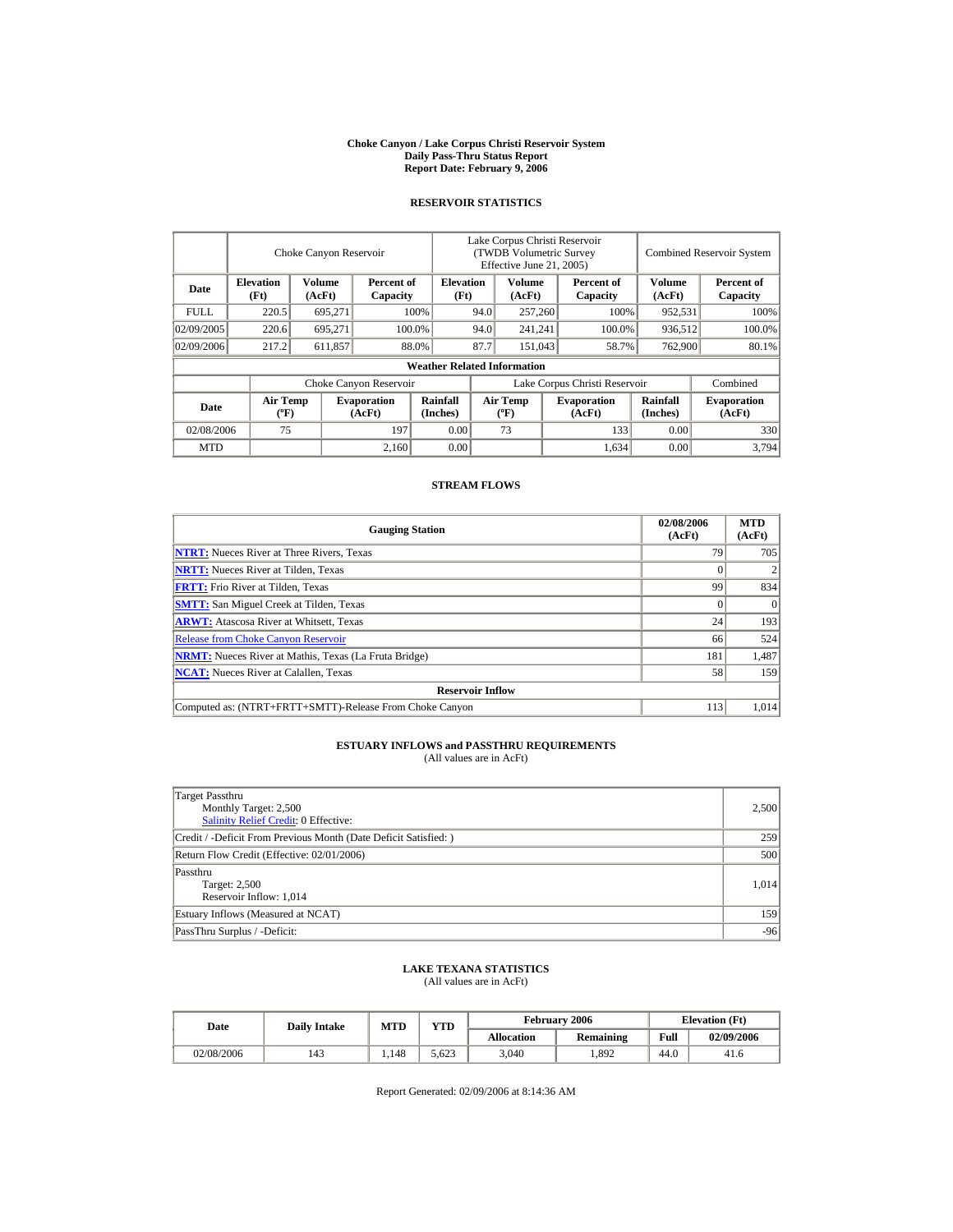# Choke Canyon / Lake Corpus Christi Reservoir System
## Daily Pass-Thru Status Report
### Report Date: February 9, 2006

## RESERVOIR STATISTICS

| Date | Choke Canyon Reservoir | | | Lake Corpus Christi Reservoir (TWDB Volumetric Survey Effective June 21, 2005) | | | Combined Reservoir System | |
|---|---|---|---|---|---|---|---|---|
| | Elevation (Ft) | Volume (AcFt) | Percent of Capacity | Elevation (Ft) | Volume (AcFt) | Percent of Capacity | Volume (AcFt) | Percent of Capacity |
| FULL | 220.5 | 695,271 | 100% | 94.0 | 257,260 | 100% | 952,531 | 100% |
| 02/09/2005 | 220.6 | 695,271 | 100.0% | 94.0 | 241,241 | 100.0% | 936,512 | 100.0% |
| 02/09/2006 | 217.2 | 611,857 | 88.0% | 87.7 | 151,043 | 58.7% | 762,900 | 80.1% |

**Weather Related Information**

| Date | Choke Canyon Reservoir | | | Lake Corpus Christi Reservoir | | | Combined |
|---|---|---|---|---|---|---|---|
| | Air Temp (ºF) | Evaporation (AcFt) | Rainfall (Inches) | Air Temp (ºF) | Evaporation (AcFt) | Rainfall (Inches) | Evaporation (AcFt) |
| 02/08/2006 | 75 | 197 | 0.00 | 73 | 133 | 0.00 | 330 |
| MTD | | 2,160 | 0.00 | | 1,634 | 0.00 | 3,794 |

## STREAM FLOWS

| Gauging Station | 02/08/2006 (AcFt) | MTD (AcFt) |
|---|---|---|
| NTRT: Nueces River at Three Rivers, Texas | 79 | 705 |
| NRTT: Nueces River at Tilden, Texas | 0 | 2 |
| FRTT: Frio River at Tilden, Texas | 99 | 834 |
| SMTT: San Miguel Creek at Tilden, Texas | 0 | 0 |
| ARWT: Atascosa River at Whitsett, Texas | 24 | 193 |
| Release from Choke Canyon Reservoir | 66 | 524 |
| NRMT: Nueces River at Mathis, Texas (La Fruta Bridge) | 181 | 1,487 |
| NCAT: Nueces River at Calallen, Texas | 58 | 159 |
| **Reservoir Inflow** | | |
| Computed as: (NTRT+FRTT+SMTT)-Release From Choke Canyon | 113 | 1,014 |

## ESTUARY INFLOWS and PASSTHRU REQUIREMENTS
(All values are in AcFt)

| Item | Value |
|---|---|
| Target Passthru<br>Monthly Target: 2,500<br>Salinity Relief Credit: 0 Effective: | 2,500 |
| Credit / -Deficit From Previous Month (Date Deficit Satisfied: ) | 259 |
| Return Flow Credit (Effective: 02/01/2006) | 500 |
| Passthru<br>Target: 2,500<br>Reservoir Inflow: 1,014 | 1,014 |
| Estuary Inflows (Measured at NCAT) | 159 |
| PassThru Surplus / -Deficit: | -96 |

## LAKE TEXANA STATISTICS
(All values are in AcFt)

| Date | Daily Intake | MTD | YTD | February 2006 | | Elevation (Ft) | |
|---|---|---|---|---|---|---|---|
| | | | | Allocation | Remaining | Full | 02/09/2006 |
| 02/08/2006 | 143 | 1,148 | 5,623 | 3,040 | 1,892 | 44.0 | 41.6 |

Report Generated: 02/09/2006 at 8:14:36 AM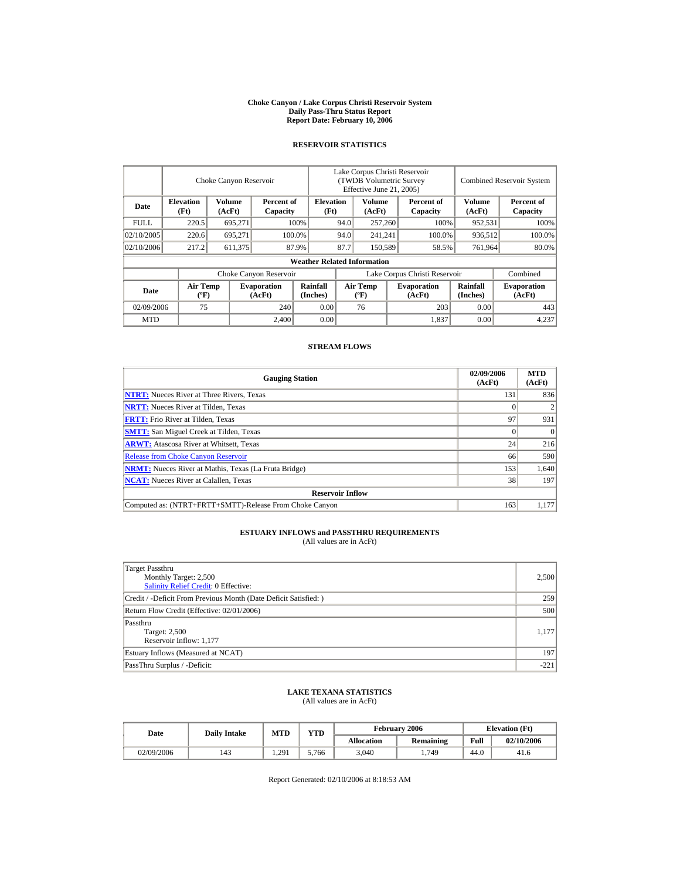# Choke Canyon / Lake Corpus Christi Reservoir System
## Daily Pass-Thru Status Report
### Report Date: February 10, 2006

## RESERVOIR STATISTICS

| Date | Choke Canyon Reservoir | | | Lake Corpus Christi Reservoir (TWDB Volumetric Survey Effective June 21, 2005) | | | Combined Reservoir System | |
|---|---|---|---|---|---|---|---|---|
| | Elevation (Ft) | Volume (AcFt) | Percent of Capacity | Elevation (Ft) | Volume (AcFt) | Percent of Capacity | Volume (AcFt) | Percent of Capacity |
| FULL | 220.5 | 695,271 | 100% | 94.0 | 257,260 | 100% | 952,531 | 100% |
| 02/10/2005 | 220.6 | 695,271 | 100.0% | 94.0 | 241,241 | 100.0% | 936,512 | 100.0% |
| 02/10/2006 | 217.2 | 611,375 | 87.9% | 87.7 | 150,589 | 58.5% | 761,964 | 80.0% |

**Weather Related Information**

| Date | Choke Canyon Reservoir | | | Lake Corpus Christi Reservoir | | | Combined |
|---|---|---|---|---|---|---|---|
| | Air Temp (ºF) | Evaporation (AcFt) | Rainfall (Inches) | Air Temp (ºF) | Evaporation (AcFt) | Rainfall (Inches) | Evaporation (AcFt) |
| 02/09/2006 | 75 | 240 | 0.00 | 76 | 203 | 0.00 | 443 |
| MTD | | 2,400 | 0.00 | | 1,837 | 0.00 | 4,237 |

## STREAM FLOWS

| Gauging Station | 02/09/2006 (AcFt) | MTD (AcFt) |
|---|---|---|
| **NTRT:** Nueces River at Three Rivers, Texas | 131 | 836 |
| **NRTT:** Nueces River at Tilden, Texas | 0 | 2 |
| **FRTT:** Frio River at Tilden, Texas | 97 | 931 |
| **SMTT:** San Miguel Creek at Tilden, Texas | 0 | 0 |
| **ARWT:** Atascosa River at Whitsett, Texas | 24 | 216 |
| Release from Choke Canyon Reservoir | 66 | 590 |
| **NRMT:** Nueces River at Mathis, Texas (La Fruta Bridge) | 153 | 1,640 |
| **NCAT:** Nueces River at Calallen, Texas | 38 | 197 |
| **Reservoir Inflow** | | |
| Computed as: (NTRT+FRTT+SMTT)-Release From Choke Canyon | 163 | 1,177 |

## ESTUARY INFLOWS and PASSTHRU REQUIREMENTS
(All values are in AcFt)

| | |
|---|---|
| Target Passthru<br>Monthly Target: 2,500<br>Salinity Relief Credit: 0 Effective: | 2,500 |
| Credit / -Deficit From Previous Month (Date Deficit Satisfied: ) | 259 |
| Return Flow Credit (Effective: 02/01/2006) | 500 |
| Passthru<br>Target: 2,500<br>Reservoir Inflow: 1,177 | 1,177 |
| Estuary Inflows (Measured at NCAT) | 197 |
| PassThru Surplus / -Deficit: | -221 |

## LAKE TEXANA STATISTICS
(All values are in AcFt)

| Date | Daily Intake | MTD | YTD | February 2006 | | Elevation (Ft) | |
|---|---|---|---|---|---|---|---|
| | | | | Allocation | Remaining | Full | 02/10/2006 |
| 02/09/2006 | 143 | 1,291 | 5,766 | 3,040 | 1,749 | 44.0 | 41.6 |

Report Generated: 02/10/2006 at 8:18:53 AM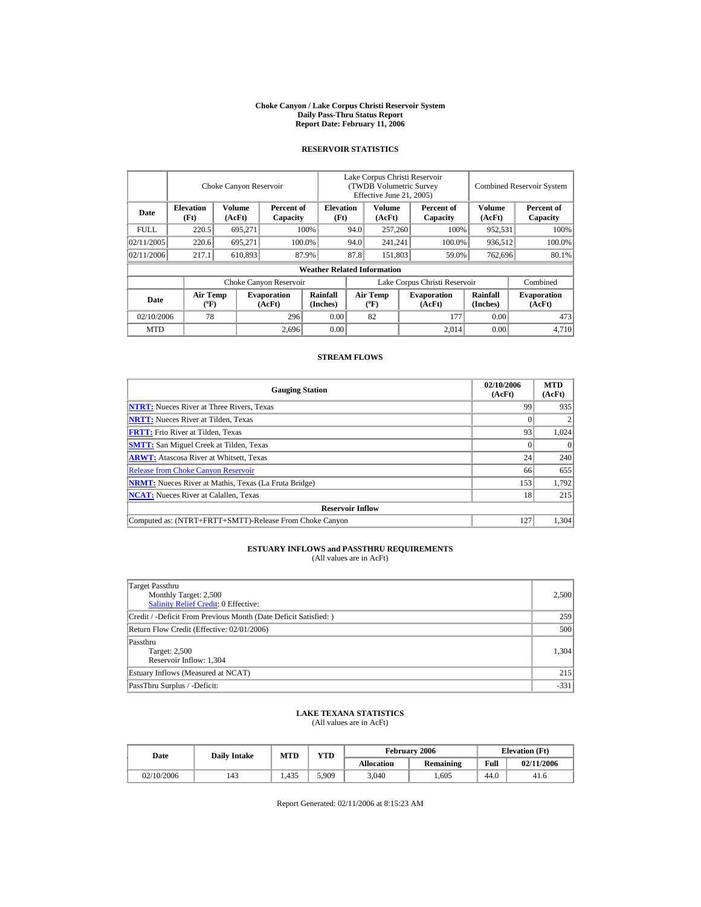# Choke Canyon / Lake Corpus Christi Reservoir System
## Daily Pass-Thru Status Report
## Report Date: February 11, 2006

### RESERVOIR STATISTICS

| Date | Choke Canyon Reservoir | | | Lake Corpus Christi Reservoir (TWDB Volumetric Survey Effective June 21, 2005) | | | Combined Reservoir System | |
|---|---|---|---|---|---|---|---|---|
| | Elevation (Ft) | Volume (AcFt) | Percent of Capacity | Elevation (Ft) | Volume (AcFt) | Percent of Capacity | Volume (AcFt) | Percent of Capacity |
| FULL | 220.5 | 695,271 | 100% | 94.0 | 257,260 | 100% | 952,531 | 100% |
| 02/11/2005 | 220.6 | 695,271 | 100.0% | 94.0 | 241,241 | 100.0% | 936,512 | 100.0% |
| 02/11/2006 | 217.1 | 610,893 | 87.9% | 87.8 | 151,803 | 59.0% | 762,696 | 80.1% |

**Weather Related Information**

| Date | Choke Canyon Reservoir | | | Lake Corpus Christi Reservoir | | | Combined |
|---|---|---|---|---|---|---|---|
| | Air Temp (ºF) | Evaporation (AcFt) | Rainfall (Inches) | Air Temp (ºF) | Evaporation (AcFt) | Rainfall (Inches) | Evaporation (AcFt) |
| 02/10/2006 | 78 | 296 | 0.00 | 82 | 177 | 0.00 | 473 |
| MTD | | 2,696 | 0.00 | | 2,014 | 0.00 | 4,710 |

### STREAM FLOWS

| Gauging Station | 02/10/2006 (AcFt) | MTD (AcFt) |
|---|---|---|
| NTRT: Nueces River at Three Rivers, Texas | 99 | 935 |
| NRTT: Nueces River at Tilden, Texas | 0 | 2 |
| FRTT: Frio River at Tilden, Texas | 93 | 1,024 |
| SMTT: San Miguel Creek at Tilden, Texas | 0 | 0 |
| ARWT: Atascosa River at Whitsett, Texas | 24 | 240 |
| Release from Choke Canyon Reservoir | 66 | 655 |
| NRMT: Nueces River at Mathis, Texas (La Fruta Bridge) | 153 | 1,792 |
| NCAT: Nueces River at Calallen, Texas | 18 | 215 |
| **Reservoir Inflow** | | |
| Computed as: (NTRT+FRTT+SMTT)-Release From Choke Canyon | 127 | 1,304 |

### ESTUARY INFLOWS and PASSTHRU REQUIREMENTS
(All values are in AcFt)

| | |
|---|---|
| Target Passthru<br>Monthly Target: 2,500<br>Salinity Relief Credit: 0 Effective: | 2,500 |
| Credit / -Deficit From Previous Month (Date Deficit Satisfied: ) | 259 |
| Return Flow Credit (Effective: 02/01/2006) | 500 |
| Passthru<br>Target: 2,500<br>Reservoir Inflow: 1,304 | 1,304 |
| Estuary Inflows (Measured at NCAT) | 215 |
| PassThru Surplus / -Deficit: | -331 |

### LAKE TEXANA STATISTICS
(All values are in AcFt)

| Date | Daily Intake | MTD | YTD | February 2006 | | Elevation (Ft) | |
|---|---|---|---|---|---|---|---|
| | | | | Allocation | Remaining | Full | 02/11/2006 |
| 02/10/2006 | 143 | 1,435 | 5,909 | 3,040 | 1,605 | 44.0 | 41.6 |

Report Generated: 02/11/2006 at 8:15:23 AM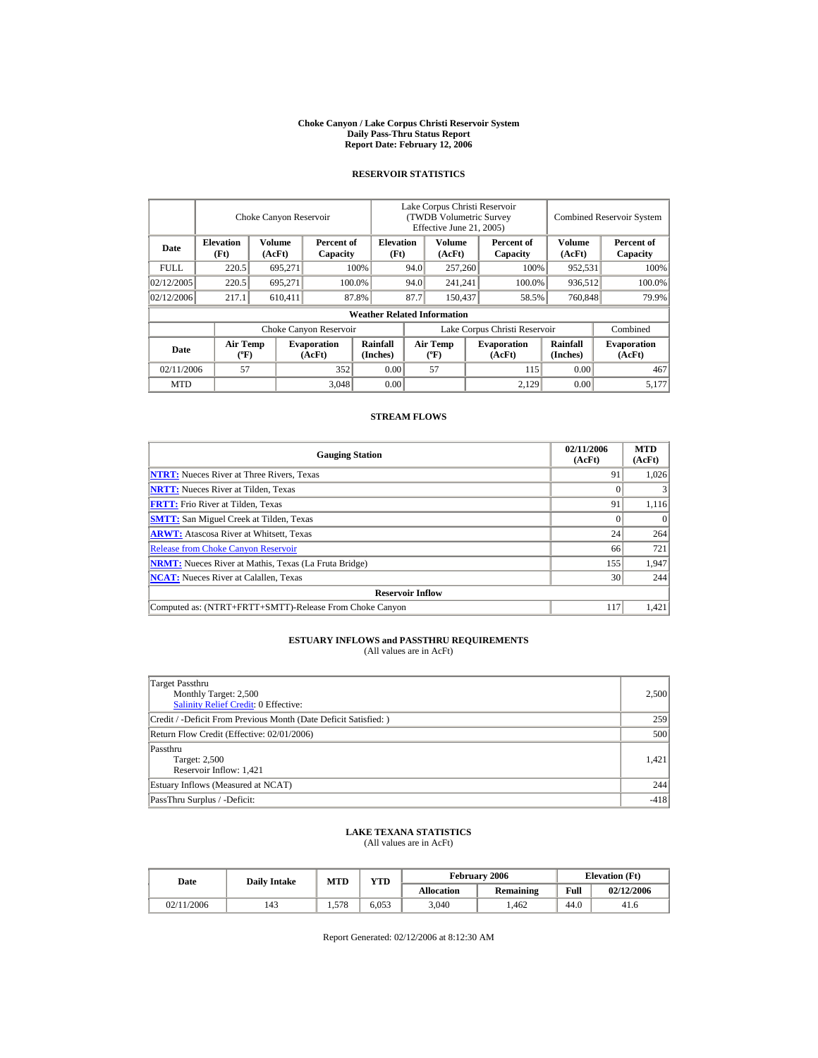**Choke Canyon / Lake Corpus Christi Reservoir System**
**Daily Pass-Thru Status Report**
**Report Date: February 12, 2006**

## RESERVOIR STATISTICS

| Date | Choke Canyon Reservoir | | | Lake Corpus Christi Reservoir (TWDB Volumetric Survey Effective June 21, 2005) | | | Combined Reservoir System | |
|---|---|---|---|---|---|---|---|---|
| | Elevation (Ft) | Volume (AcFt) | Percent of Capacity | Elevation (Ft) | Volume (AcFt) | Percent of Capacity | Volume (AcFt) | Percent of Capacity |
| FULL | 220.5 | 695,271 | 100% | 94.0 | 257,260 | 100% | 952,531 | 100% |
| 02/12/2005 | 220.5 | 695,271 | 100.0% | 94.0 | 241,241 | 100.0% | 936,512 | 100.0% |
| 02/12/2006 | 217.1 | 610,411 | 87.8% | 87.7 | 150,437 | 58.5% | 760,848 | 79.9% |

**Weather Related Information**

| Date | Choke Canyon Reservoir | | | Lake Corpus Christi Reservoir | | | Combined |
|---|---|---|---|---|---|---|---|
| | Air Temp (ºF) | Evaporation (AcFt) | Rainfall (Inches) | Air Temp (ºF) | Evaporation (AcFt) | Rainfall (Inches) | Evaporation (AcFt) |
| 02/11/2006 | 57 | 352 | 0.00 | 57 | 115 | 0.00 | 467 |
| MTD | | 3,048 | 0.00 | | 2,129 | 0.00 | 5,177 |

## STREAM FLOWS

| Gauging Station | 02/11/2006 (AcFt) | MTD (AcFt) |
|---|---|---|
| NTRT: Nueces River at Three Rivers, Texas | 91 | 1,026 |
| NRTT: Nueces River at Tilden, Texas | 0 | 3 |
| FRTT: Frio River at Tilden, Texas | 91 | 1,116 |
| SMTT: San Miguel Creek at Tilden, Texas | 0 | 0 |
| ARWT: Atascosa River at Whitsett, Texas | 24 | 264 |
| Release from Choke Canyon Reservoir | 66 | 721 |
| NRMT: Nueces River at Mathis, Texas (La Fruta Bridge) | 155 | 1,947 |
| NCAT: Nueces River at Calallen, Texas | 30 | 244 |
| **Reservoir Inflow** | | |
| Computed as: (NTRT+FRTT+SMTT)-Release From Choke Canyon | 117 | 1,421 |

## ESTUARY INFLOWS and PASSTHRU REQUIREMENTS
(All values are in AcFt)

| Item | Value |
|---|---|
| Target Passthru<br>Monthly Target: 2,500<br>Salinity Relief Credit: 0 Effective: | 2,500 |
| Credit / -Deficit From Previous Month (Date Deficit Satisfied: ) | 259 |
| Return Flow Credit (Effective: 02/01/2006) | 500 |
| Passthru<br>Target: 2,500<br>Reservoir Inflow: 1,421 | 1,421 |
| Estuary Inflows (Measured at NCAT) | 244 |
| PassThru Surplus / -Deficit: | -418 |

## LAKE TEXANA STATISTICS
(All values are in AcFt)

| Date | Daily Intake | MTD | YTD | February 2006 | | Elevation (Ft) | |
|---|---|---|---|---|---|---|---|
| | | | | Allocation | Remaining | Full | 02/12/2006 |
| 02/11/2006 | 143 | 1,578 | 6,053 | 3,040 | 1,462 | 44.0 | 41.6 |

Report Generated: 02/12/2006 at 8:12:30 AM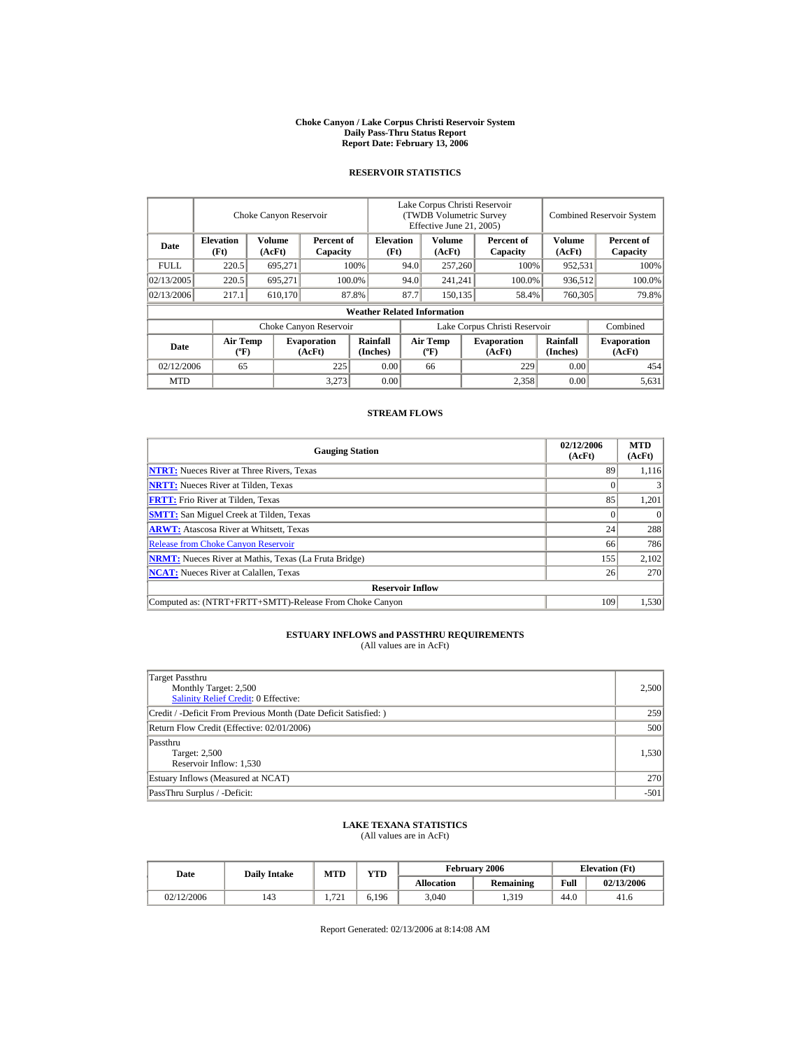# Choke Canyon / Lake Corpus Christi Reservoir System
## Daily Pass-Thru Status Report
## Report Date: February 13, 2006

### RESERVOIR STATISTICS

| Date | Choke Canyon Reservoir | | | Lake Corpus Christi Reservoir (TWDB Volumetric Survey Effective June 21, 2005) | | | Combined Reservoir System | |
|---|---|---|---|---|---|---|---|---|
| | Elevation (Ft) | Volume (AcFt) | Percent of Capacity | Elevation (Ft) | Volume (AcFt) | Percent of Capacity | Volume (AcFt) | Percent of Capacity |
| FULL | 220.5 | 695,271 | 100% | 94.0 | 257,260 | 100% | 952,531 | 100% |
| 02/13/2005 | 220.5 | 695,271 | 100.0% | 94.0 | 241,241 | 100.0% | 936,512 | 100.0% |
| 02/13/2006 | 217.1 | 610,170 | 87.8% | 87.7 | 150,135 | 58.4% | 760,305 | 79.8% |

**Weather Related Information**

| Date | Choke Canyon Reservoir | | | Lake Corpus Christi Reservoir | | | Combined |
|---|---|---|---|---|---|---|---|
| | Air Temp (ºF) | Evaporation (AcFt) | Rainfall (Inches) | Air Temp (ºF) | Evaporation (AcFt) | Rainfall (Inches) | Evaporation (AcFt) |
| 02/12/2006 | 65 | 225 | 0.00 | 66 | 229 | 0.00 | 454 |
| MTD | | 3,273 | 0.00 | | 2,358 | 0.00 | 5,631 |

### STREAM FLOWS

| Gauging Station | 02/12/2006 (AcFt) | MTD (AcFt) |
|---|---|---|
| NTRT: Nueces River at Three Rivers, Texas | 89 | 1,116 |
| NRTT: Nueces River at Tilden, Texas | 0 | 3 |
| FRTT: Frio River at Tilden, Texas | 85 | 1,201 |
| SMTT: San Miguel Creek at Tilden, Texas | 0 | 0 |
| ARWT: Atascosa River at Whitsett, Texas | 24 | 288 |
| Release from Choke Canyon Reservoir | 66 | 786 |
| NRMT: Nueces River at Mathis, Texas (La Fruta Bridge) | 155 | 2,102 |
| NCAT: Nueces River at Calallen, Texas | 26 | 270 |
| **Reservoir Inflow** | | |
| Computed as: (NTRT+FRTT+SMTT)-Release From Choke Canyon | 109 | 1,530 |

### ESTUARY INFLOWS and PASSTHRU REQUIREMENTS
(All values are in AcFt)

| | |
|---|---|
| Target Passthru<br>Monthly Target: 2,500<br>Salinity Relief Credit: 0 Effective: | 2,500 |
| Credit / -Deficit From Previous Month (Date Deficit Satisfied: ) | 259 |
| Return Flow Credit (Effective: 02/01/2006) | 500 |
| Passthru<br>Target: 2,500<br>Reservoir Inflow: 1,530 | 1,530 |
| Estuary Inflows (Measured at NCAT) | 270 |
| PassThru Surplus / -Deficit: | -501 |

### LAKE TEXANA STATISTICS
(All values are in AcFt)

| Date | Daily Intake | MTD | YTD | February 2006 | | Elevation (Ft) | |
|---|---|---|---|---|---|---|---|
| | | | | Allocation | Remaining | Full | 02/13/2006 |
| 02/12/2006 | 143 | 1,721 | 6,196 | 3,040 | 1,319 | 44.0 | 41.6 |

Report Generated: 02/13/2006 at 8:14:08 AM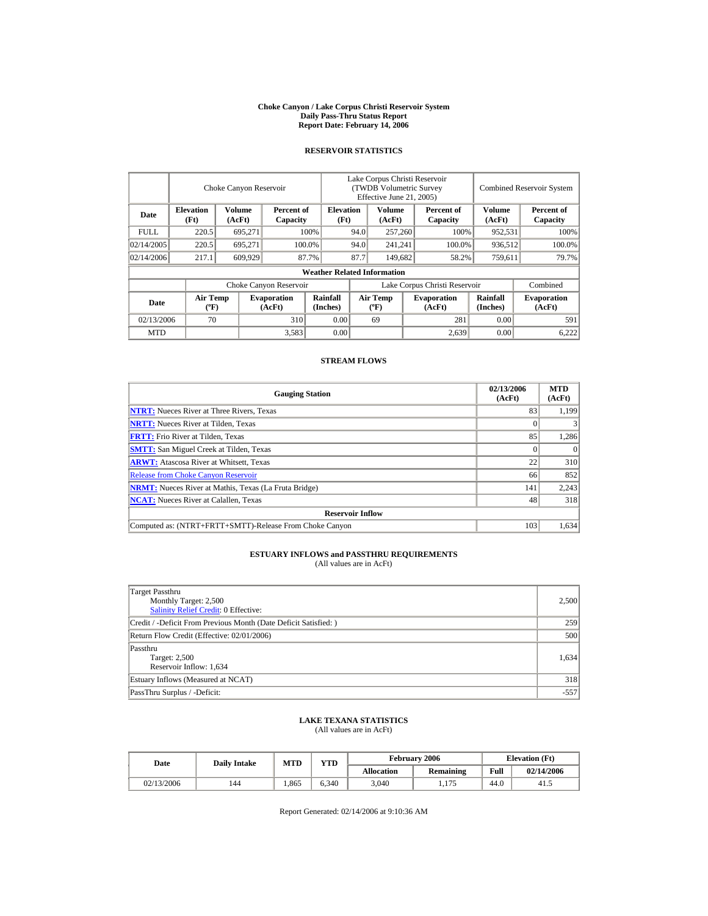# Choke Canyon / Lake Corpus Christi Reservoir System
## Daily Pass-Thru Status Report
## Report Date: February 14, 2006

### RESERVOIR STATISTICS

| Date | Choke Canyon Reservoir | | | Lake Corpus Christi Reservoir (TWDB Volumetric Survey Effective June 21, 2005) | | | Combined Reservoir System | |
|---|---|---|---|---|---|---|---|---|
| | Elevation (Ft) | Volume (AcFt) | Percent of Capacity | Elevation (Ft) | Volume (AcFt) | Percent of Capacity | Volume (AcFt) | Percent of Capacity |
| FULL | 220.5 | 695,271 | 100% | 94.0 | 257,260 | 100% | 952,531 | 100% |
| 02/14/2005 | 220.5 | 695,271 | 100.0% | 94.0 | 241,241 | 100.0% | 936,512 | 100.0% |
| 02/14/2006 | 217.1 | 609,929 | 87.7% | 87.7 | 149,682 | 58.2% | 759,611 | 79.7% |

**Weather Related Information**

| Date | Choke Canyon Reservoir | | | Lake Corpus Christi Reservoir | | | Combined |
|---|---|---|---|---|---|---|---|
| | Air Temp (ºF) | Evaporation (AcFt) | Rainfall (Inches) | Air Temp (ºF) | Evaporation (AcFt) | Rainfall (Inches) | Evaporation (AcFt) |
| 02/13/2006 | 70 | 310 | 0.00 | 69 | 281 | 0.00 | 591 |
| MTD | | 3,583 | 0.00 | | 2,639 | 0.00 | 6,222 |

### STREAM FLOWS

| Gauging Station | 02/13/2006 (AcFt) | MTD (AcFt) |
|---|---|---|
| NTRT: Nueces River at Three Rivers, Texas | 83 | 1,199 |
| NRTT: Nueces River at Tilden, Texas | 0 | 3 |
| FRTT: Frio River at Tilden, Texas | 85 | 1,286 |
| SMTT: San Miguel Creek at Tilden, Texas | 0 | 0 |
| ARWT: Atascosa River at Whitsett, Texas | 22 | 310 |
| Release from Choke Canyon Reservoir | 66 | 852 |
| NRMT: Nueces River at Mathis, Texas (La Fruta Bridge) | 141 | 2,243 |
| NCAT: Nueces River at Calallen, Texas | 48 | 318 |
| **Reservoir Inflow** | | |
| Computed as: (NTRT+FRTT+SMTT)-Release From Choke Canyon | 103 | 1,634 |

### ESTUARY INFLOWS and PASSTHRU REQUIREMENTS
(All values are in AcFt)

| | |
|---|---|
| Target Passthru<br>Monthly Target: 2,500<br>Salinity Relief Credit: 0 Effective: | 2,500 |
| Credit / -Deficit From Previous Month (Date Deficit Satisfied: ) | 259 |
| Return Flow Credit (Effective: 02/01/2006) | 500 |
| Passthru<br>Target: 2,500<br>Reservoir Inflow: 1,634 | 1,634 |
| Estuary Inflows (Measured at NCAT) | 318 |
| PassThru Surplus / -Deficit: | -557 |

### LAKE TEXANA STATISTICS
(All values are in AcFt)

| Date | Daily Intake | MTD | YTD | February 2006 | | Elevation (Ft) | |
|---|---|---|---|---|---|---|---|
| | | | | Allocation | Remaining | Full | 02/14/2006 |
| 02/13/2006 | 144 | 1,865 | 6,340 | 3,040 | 1,175 | 44.0 | 41.5 |

Report Generated: 02/14/2006 at 9:10:36 AM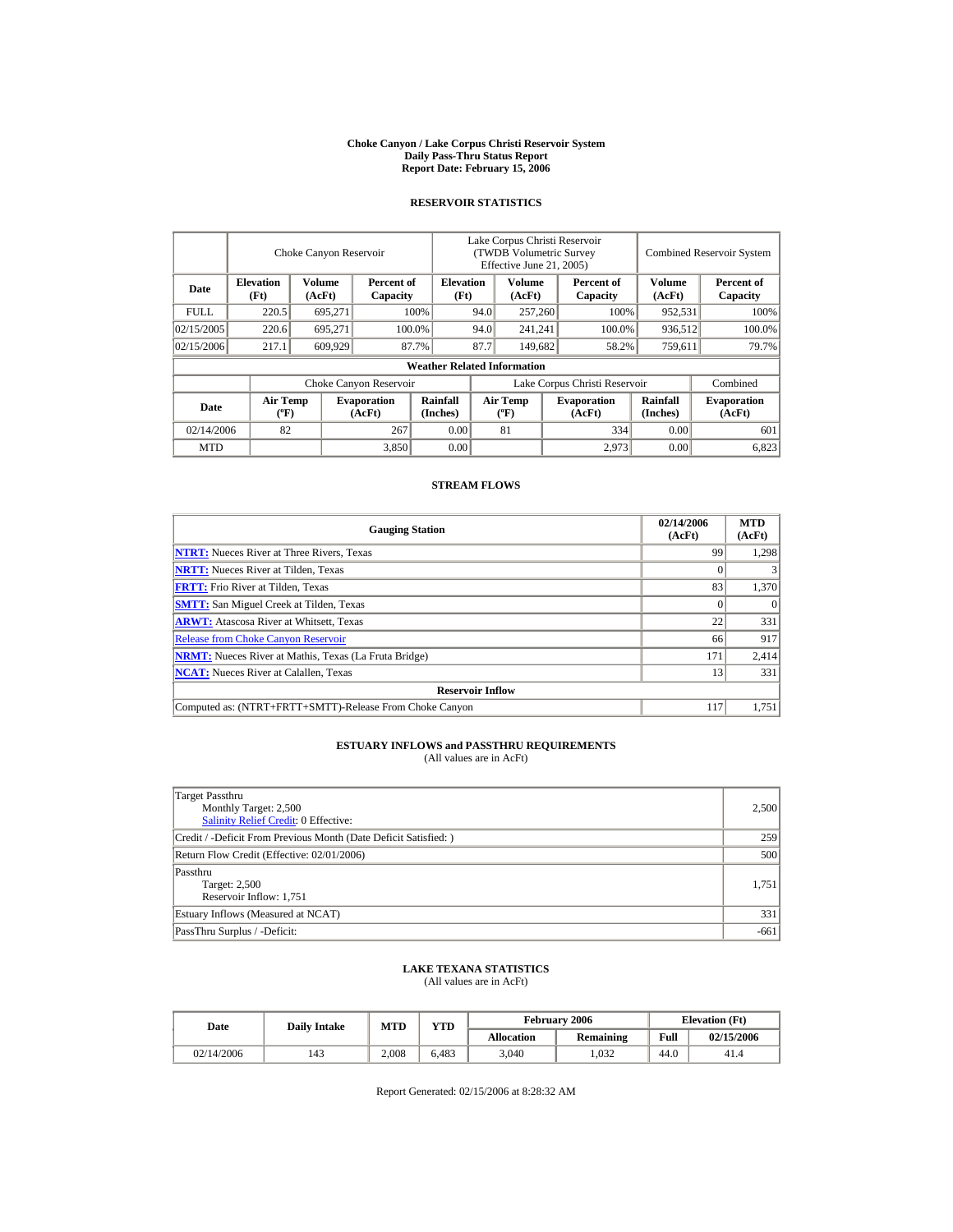# Choke Canyon / Lake Corpus Christi Reservoir System
## Daily Pass-Thru Status Report
## Report Date: February 15, 2006

### RESERVOIR STATISTICS

| Date | Choke Canyon Reservoir | | | Lake Corpus Christi Reservoir (TWDB Volumetric Survey Effective June 21, 2005) | | | Combined Reservoir System | |
|---|---|---|---|---|---|---|---|---|
| | Elevation (Ft) | Volume (AcFt) | Percent of Capacity | Elevation (Ft) | Volume (AcFt) | Percent of Capacity | Volume (AcFt) | Percent of Capacity |
| FULL | 220.5 | 695,271 | 100% | 94.0 | 257,260 | 100% | 952,531 | 100% |
| 02/15/2005 | 220.6 | 695,271 | 100.0% | 94.0 | 241,241 | 100.0% | 936,512 | 100.0% |
| 02/15/2006 | 217.1 | 609,929 | 87.7% | 87.7 | 149,682 | 58.2% | 759,611 | 79.7% |

**Weather Related Information**

| Date | Choke Canyon Reservoir | | | Lake Corpus Christi Reservoir | | | Combined |
|---|---|---|---|---|---|---|---|
| | Air Temp (ºF) | Evaporation (AcFt) | Rainfall (Inches) | Air Temp (ºF) | Evaporation (AcFt) | Rainfall (Inches) | Evaporation (AcFt) |
| 02/14/2006 | 82 | 267 | 0.00 | 81 | 334 | 0.00 | 601 |
| MTD | | 3,850 | 0.00 | | 2,973 | 0.00 | 6,823 |

### STREAM FLOWS

| Gauging Station | 02/14/2006 (AcFt) | MTD (AcFt) |
|---|---|---|
| NTRT: Nueces River at Three Rivers, Texas | 99 | 1,298 |
| NRTT: Nueces River at Tilden, Texas | 0 | 3 |
| FRTT: Frio River at Tilden, Texas | 83 | 1,370 |
| SMTT: San Miguel Creek at Tilden, Texas | 0 | 0 |
| ARWT: Atascosa River at Whitsett, Texas | 22 | 331 |
| Release from Choke Canyon Reservoir | 66 | 917 |
| NRMT: Nueces River at Mathis, Texas (La Fruta Bridge) | 171 | 2,414 |
| NCAT: Nueces River at Calallen, Texas | 13 | 331 |
| **Reservoir Inflow** | | |
| Computed as: (NTRT+FRTT+SMTT)-Release From Choke Canyon | 117 | 1,751 |

### ESTUARY INFLOWS and PASSTHRU REQUIREMENTS
(All values are in AcFt)

| | |
|---|---|
| Target Passthru<br>Monthly Target: 2,500<br>Salinity Relief Credit: 0 Effective: | 2,500 |
| Credit / -Deficit From Previous Month (Date Deficit Satisfied: ) | 259 |
| Return Flow Credit (Effective: 02/01/2006) | 500 |
| Passthru<br>Target: 2,500<br>Reservoir Inflow: 1,751 | 1,751 |
| Estuary Inflows (Measured at NCAT) | 331 |
| PassThru Surplus / -Deficit: | -661 |

### LAKE TEXANA STATISTICS
(All values are in AcFt)

| Date | Daily Intake | MTD | YTD | February 2006 | | Elevation (Ft) | |
|---|---|---|---|---|---|---|---|
| | | | | Allocation | Remaining | Full | 02/15/2006 |
| 02/14/2006 | 143 | 2,008 | 6,483 | 3,040 | 1,032 | 44.0 | 41.4 |

Report Generated: 02/15/2006 at 8:28:32 AM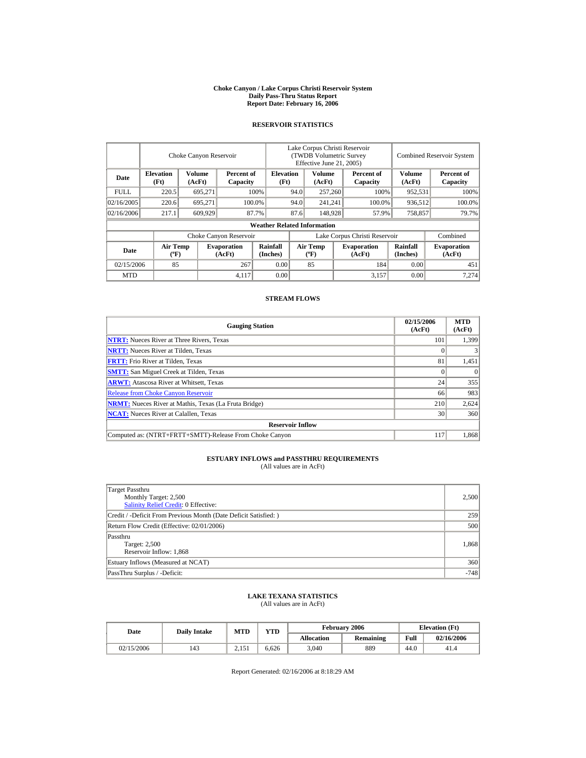# Choke Canyon / Lake Corpus Christi Reservoir System
## Daily Pass-Thru Status Report
## Report Date: February 16, 2006

### RESERVOIR STATISTICS

| Date | Choke Canyon Reservoir | | | Lake Corpus Christi Reservoir (TWDB Volumetric Survey Effective June 21, 2005) | | | Combined Reservoir System | |
|---|---|---|---|---|---|---|---|---|
| | Elevation (Ft) | Volume (AcFt) | Percent of Capacity | Elevation (Ft) | Volume (AcFt) | Percent of Capacity | Volume (AcFt) | Percent of Capacity |
| FULL | 220.5 | 695,271 | 100% | 94.0 | 257,260 | 100% | 952,531 | 100% |
| 02/16/2005 | 220.6 | 695,271 | 100.0% | 94.0 | 241,241 | 100.0% | 936,512 | 100.0% |
| 02/16/2006 | 217.1 | 609,929 | 87.7% | 87.6 | 148,928 | 57.9% | 758,857 | 79.7% |

**Weather Related Information**

| Date | Choke Canyon Reservoir | | | Lake Corpus Christi Reservoir | | | Combined |
|---|---|---|---|---|---|---|---|
| | Air Temp (ºF) | Evaporation (AcFt) | Rainfall (Inches) | Air Temp (ºF) | Evaporation (AcFt) | Rainfall (Inches) | Evaporation (AcFt) |
| 02/15/2006 | 85 | 267 | 0.00 | 85 | 184 | 0.00 | 451 |
| MTD | | 4,117 | 0.00 | | 3,157 | 0.00 | 7,274 |

### STREAM FLOWS

| Gauging Station | 02/15/2006 (AcFt) | MTD (AcFt) |
|---|---|---|
| NTRT: Nueces River at Three Rivers, Texas | 101 | 1,399 |
| NRTT: Nueces River at Tilden, Texas | 0 | 3 |
| FRTT: Frio River at Tilden, Texas | 81 | 1,451 |
| SMTT: San Miguel Creek at Tilden, Texas | 0 | 0 |
| ARWT: Atascosa River at Whitsett, Texas | 24 | 355 |
| Release from Choke Canyon Reservoir | 66 | 983 |
| NRMT: Nueces River at Mathis, Texas (La Fruta Bridge) | 210 | 2,624 |
| NCAT: Nueces River at Calallen, Texas | 30 | 360 |
| **Reservoir Inflow** | | |
| Computed as: (NTRT+FRTT+SMTT)-Release From Choke Canyon | 117 | 1,868 |

### ESTUARY INFLOWS and PASSTHRU REQUIREMENTS
(All values are in AcFt)

| | |
|---|---|
| Target Passthru<br>Monthly Target: 2,500<br>Salinity Relief Credit: 0 Effective: | 2,500 |
| Credit / -Deficit From Previous Month (Date Deficit Satisfied: ) | 259 |
| Return Flow Credit (Effective: 02/01/2006) | 500 |
| Passthru<br>Target: 2,500<br>Reservoir Inflow: 1,868 | 1,868 |
| Estuary Inflows (Measured at NCAT) | 360 |
| PassThru Surplus / -Deficit: | -748 |

### LAKE TEXANA STATISTICS
(All values are in AcFt)

| Date | Daily Intake | MTD | YTD | February 2006 | | Elevation (Ft) | |
|---|---|---|---|---|---|---|---|
| | | | | Allocation | Remaining | Full | 02/16/2006 |
| 02/15/2006 | 143 | 2,151 | 6,626 | 3,040 | 889 | 44.0 | 41.4 |

Report Generated: 02/16/2006 at 8:18:29 AM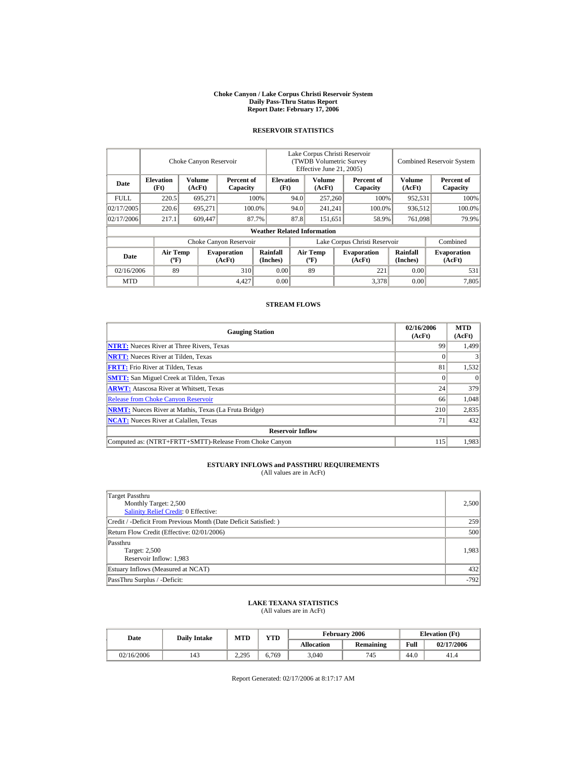**Choke Canyon / Lake Corpus Christi Reservoir System**
**Daily Pass-Thru Status Report**
**Report Date: February 17, 2006**

## RESERVOIR STATISTICS

| | Choke Canyon Reservoir | | | Lake Corpus Christi Reservoir (TWDB Volumetric Survey Effective June 21, 2005) | | | Combined Reservoir System | |
|---|---|---|---|---|---|---|---|---|
| Date | Elevation (Ft) | Volume (AcFt) | Percent of Capacity | Elevation (Ft) | Volume (AcFt) | Percent of Capacity | Volume (AcFt) | Percent of Capacity |
| FULL | 220.5 | 695,271 | 100% | 94.0 | 257,260 | 100% | 952,531 | 100% |
| 02/17/2005 | 220.6 | 695,271 | 100.0% | 94.0 | 241,241 | 100.0% | 936,512 | 100.0% |
| 02/17/2006 | 217.1 | 609,447 | 87.7% | 87.8 | 151,651 | 58.9% | 761,098 | 79.9% |

**Weather Related Information**

| | Choke Canyon Reservoir | | | Lake Corpus Christi Reservoir | | | Combined |
|---|---|---|---|---|---|---|---|
| Date | Air Temp (°F) | Evaporation (AcFt) | Rainfall (Inches) | Air Temp (°F) | Evaporation (AcFt) | Rainfall (Inches) | Evaporation (AcFt) |
| 02/16/2006 | 89 | 310 | 0.00 | 89 | 221 | 0.00 | 531 |
| MTD | | 4,427 | 0.00 | | 3,378 | 0.00 | 7,805 |

## STREAM FLOWS

| Gauging Station | 02/16/2006 (AcFt) | MTD (AcFt) |
|---|---|---|
| NTRT: Nueces River at Three Rivers, Texas | 99 | 1,499 |
| NRTT: Nueces River at Tilden, Texas | 0 | 3 |
| FRTT: Frio River at Tilden, Texas | 81 | 1,532 |
| SMTT: San Miguel Creek at Tilden, Texas | 0 | 0 |
| ARWT: Atascosa River at Whitsett, Texas | 24 | 379 |
| Release from Choke Canyon Reservoir | 66 | 1,048 |
| NRMT: Nueces River at Mathis, Texas (La Fruta Bridge) | 210 | 2,835 |
| NCAT: Nueces River at Calallen, Texas | 71 | 432 |
| **Reservoir Inflow** | | |
| Computed as: (NTRT+FRTT+SMTT)-Release From Choke Canyon | 115 | 1,983 |

## ESTUARY INFLOWS and PASSTHRU REQUIREMENTS
(All values are in AcFt)

| | |
|---|---|
| Target Passthru<br>Monthly Target: 2,500<br>Salinity Relief Credit: 0 Effective: | 2,500 |
| Credit / -Deficit From Previous Month (Date Deficit Satisfied: ) | 259 |
| Return Flow Credit (Effective: 02/01/2006) | 500 |
| Passthru<br>Target: 2,500<br>Reservoir Inflow: 1,983 | 1,983 |
| Estuary Inflows (Measured at NCAT) | 432 |
| PassThru Surplus / -Deficit: | -792 |

## LAKE TEXANA STATISTICS
(All values are in AcFt)

| Date | Daily Intake | MTD | YTD | February 2006 | | Elevation (Ft) | |
|---|---|---|---|---|---|---|---|
| | | | | Allocation | Remaining | Full | 02/17/2006 |
| 02/16/2006 | 143 | 2,295 | 6,769 | 3,040 | 745 | 44.0 | 41.4 |

Report Generated: 02/17/2006 at 8:17:17 AM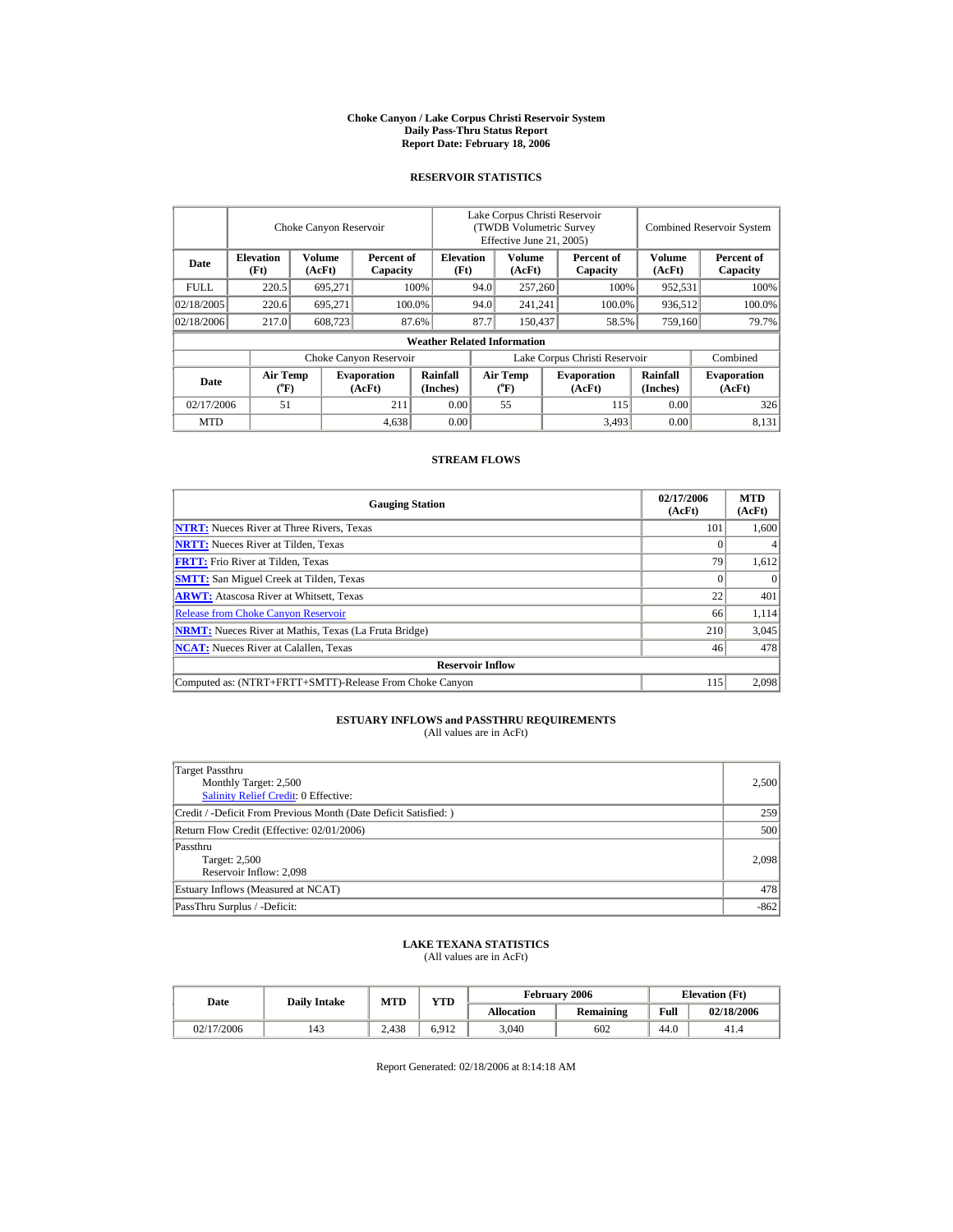# Choke Canyon / Lake Corpus Christi Reservoir System
## Daily Pass-Thru Status Report
### Report Date: February 18, 2006

## RESERVOIR STATISTICS

| | Choke Canyon Reservoir | | | Lake Corpus Christi Reservoir (TWDB Volumetric Survey Effective June 21, 2005) | | | Combined Reservoir System | |
|---|---|---|---|---|---|---|---|---|
| Date | Elevation (Ft) | Volume (AcFt) | Percent of Capacity | Elevation (Ft) | Volume (AcFt) | Percent of Capacity | Volume (AcFt) | Percent of Capacity |
| FULL | 220.5 | 695,271 | 100% | 94.0 | 257,260 | 100% | 952,531 | 100% |
| 02/18/2005 | 220.6 | 695,271 | 100.0% | 94.0 | 241,241 | 100.0% | 936,512 | 100.0% |
| 02/18/2006 | 217.0 | 608,723 | 87.6% | 87.7 | 150,437 | 58.5% | 759,160 | 79.7% |

**Weather Related Information**

| | Choke Canyon Reservoir | | | Lake Corpus Christi Reservoir | | | Combined |
|---|---|---|---|---|---|---|---|
| Date | Air Temp (°F) | Evaporation (AcFt) | Rainfall (Inches) | Air Temp (°F) | Evaporation (AcFt) | Rainfall (Inches) | Evaporation (AcFt) |
| 02/17/2006 | 51 | 211 | 0.00 | 55 | 115 | 0.00 | 326 |
| MTD | | 4,638 | 0.00 | | 3,493 | 0.00 | 8,131 |

## STREAM FLOWS

| Gauging Station | 02/17/2006 (AcFt) | MTD (AcFt) |
|---|---|---|
| NTRT: Nueces River at Three Rivers, Texas | 101 | 1,600 |
| NRTT: Nueces River at Tilden, Texas | 0 | 4 |
| FRTT: Frio River at Tilden, Texas | 79 | 1,612 |
| SMTT: San Miguel Creek at Tilden, Texas | 0 | 0 |
| ARWT: Atascosa River at Whitsett, Texas | 22 | 401 |
| Release from Choke Canyon Reservoir | 66 | 1,114 |
| NRMT: Nueces River at Mathis, Texas (La Fruta Bridge) | 210 | 3,045 |
| NCAT: Nueces River at Calallen, Texas | 46 | 478 |
| **Reservoir Inflow** | | |
| Computed as: (NTRT+FRTT+SMTT)-Release From Choke Canyon | 115 | 2,098 |

## ESTUARY INFLOWS and PASSTHRU REQUIREMENTS
(All values are in AcFt)

| | |
|---|---|
| Target Passthru<br>Monthly Target: 2,500<br>Salinity Relief Credit: 0 Effective: | 2,500 |
| Credit / -Deficit From Previous Month (Date Deficit Satisfied: ) | 259 |
| Return Flow Credit (Effective: 02/01/2006) | 500 |
| Passthru<br>Target: 2,500<br>Reservoir Inflow: 2,098 | 2,098 |
| Estuary Inflows (Measured at NCAT) | 478 |
| PassThru Surplus / -Deficit: | -862 |

## LAKE TEXANA STATISTICS
(All values are in AcFt)

| Date | Daily Intake | MTD | YTD | February 2006 | | Elevation (Ft) | |
|---|---|---|---|---|---|---|---|
| | | | | Allocation | Remaining | Full | 02/18/2006 |
| 02/17/2006 | 143 | 2,438 | 6,912 | 3,040 | 602 | 44.0 | 41.4 |

Report Generated: 02/18/2006 at 8:14:18 AM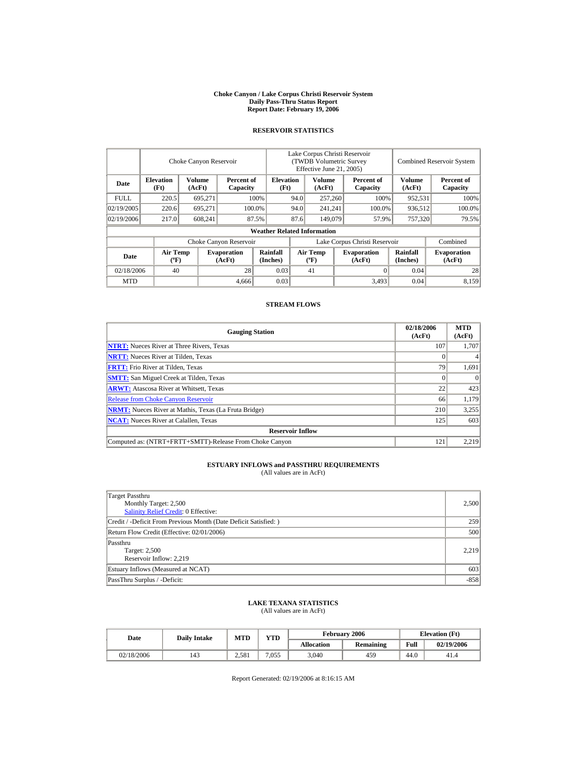# Choke Canyon / Lake Corpus Christi Reservoir System
## Daily Pass-Thru Status Report
## Report Date: February 19, 2006

### RESERVOIR STATISTICS

| Date | Choke Canyon Reservoir | | | Lake Corpus Christi Reservoir (TWDB Volumetric Survey Effective June 21, 2005) | | | Combined Reservoir System | |
|---|---|---|---|---|---|---|---|---|
| | Elevation (Ft) | Volume (AcFt) | Percent of Capacity | Elevation (Ft) | Volume (AcFt) | Percent of Capacity | Volume (AcFt) | Percent of Capacity |
| FULL | 220.5 | 695,271 | 100% | 94.0 | 257,260 | 100% | 952,531 | 100% |
| 02/19/2005 | 220.6 | 695,271 | 100.0% | 94.0 | 241,241 | 100.0% | 936,512 | 100.0% |
| 02/19/2006 | 217.0 | 608,241 | 87.5% | 87.6 | 149,079 | 57.9% | 757,320 | 79.5% |

**Weather Related Information**

| Date | Choke Canyon Reservoir | | | Lake Corpus Christi Reservoir | | | Combined |
|---|---|---|---|---|---|---|---|
| | Air Temp (ºF) | Evaporation (AcFt) | Rainfall (Inches) | Air Temp (ºF) | Evaporation (AcFt) | Rainfall (Inches) | Evaporation (AcFt) |
| 02/18/2006 | 40 | 28 | 0.03 | 41 | 0 | 0.04 | 28 |
| MTD | | 4,666 | 0.03 | | 3,493 | 0.04 | 8,159 |

### STREAM FLOWS

| Gauging Station | 02/18/2006 (AcFt) | MTD (AcFt) |
|---|---|---|
| NTRT: Nueces River at Three Rivers, Texas | 107 | 1,707 |
| NRTT: Nueces River at Tilden, Texas | 0 | 4 |
| FRTT: Frio River at Tilden, Texas | 79 | 1,691 |
| SMTT: San Miguel Creek at Tilden, Texas | 0 | 0 |
| ARWT: Atascosa River at Whitsett, Texas | 22 | 423 |
| Release from Choke Canyon Reservoir | 66 | 1,179 |
| NRMT: Nueces River at Mathis, Texas (La Fruta Bridge) | 210 | 3,255 |
| NCAT: Nueces River at Calallen, Texas | 125 | 603 |
| **Reservoir Inflow** | | |
| Computed as: (NTRT+FRTT+SMTT)-Release From Choke Canyon | 121 | 2,219 |

### ESTUARY INFLOWS and PASSTHRU REQUIREMENTS
(All values are in AcFt)

| | |
|---|---|
| Target Passthru<br>Monthly Target: 2,500<br>Salinity Relief Credit: 0 Effective: | 2,500 |
| Credit / -Deficit From Previous Month (Date Deficit Satisfied: ) | 259 |
| Return Flow Credit (Effective: 02/01/2006) | 500 |
| Passthru<br>Target: 2,500<br>Reservoir Inflow: 2,219 | 2,219 |
| Estuary Inflows (Measured at NCAT) | 603 |
| PassThru Surplus / -Deficit: | -858 |

### LAKE TEXANA STATISTICS
(All values are in AcFt)

| Date | Daily Intake | MTD | YTD | February 2006 | | Elevation (Ft) | |
|---|---|---|---|---|---|---|---|
| | | | | Allocation | Remaining | Full | 02/19/2006 |
| 02/18/2006 | 143 | 2,581 | 7,055 | 3,040 | 459 | 44.0 | 41.4 |

Report Generated: 02/19/2006 at 8:16:15 AM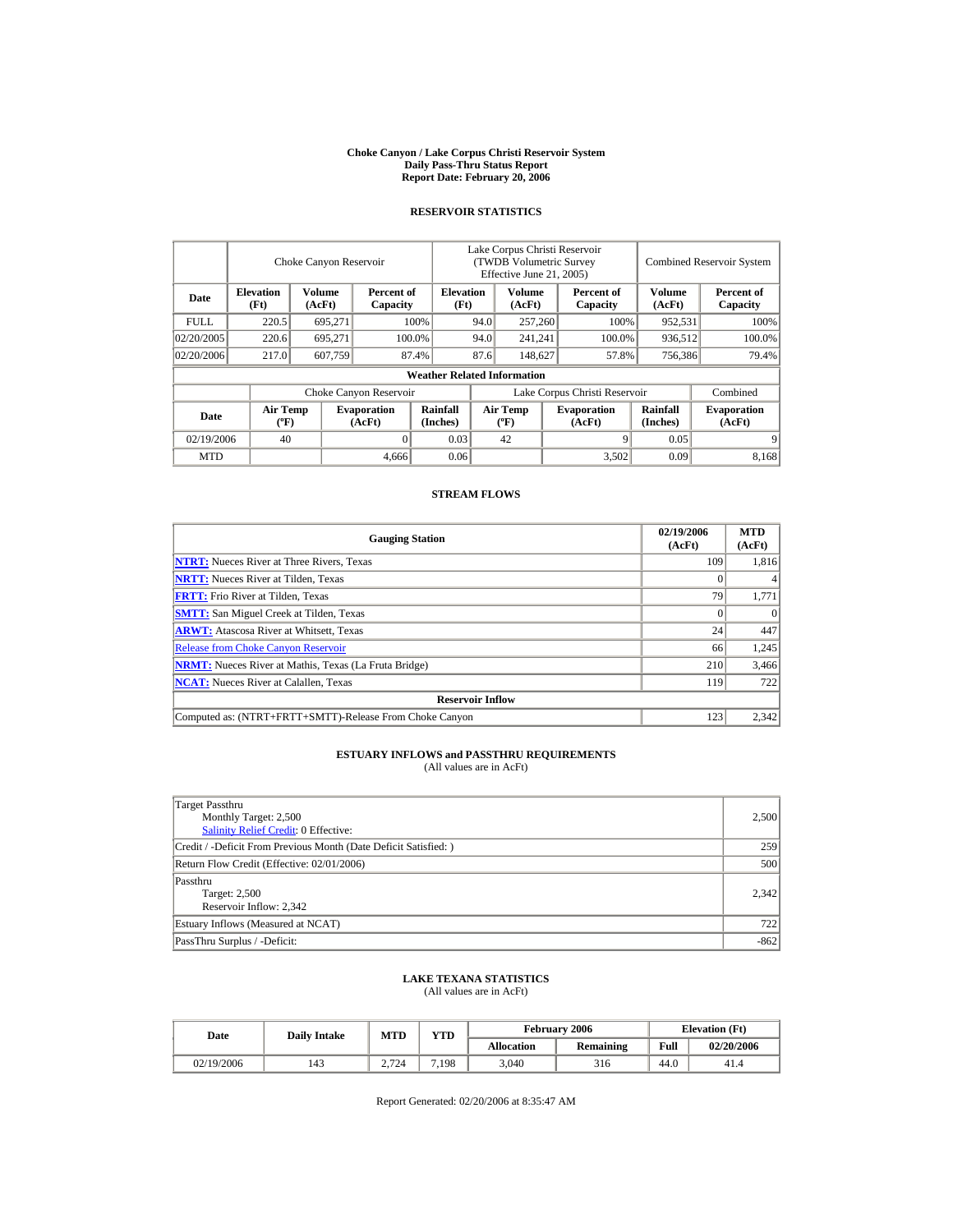# Choke Canyon / Lake Corpus Christi Reservoir System
## Daily Pass-Thru Status Report
## Report Date: February 20, 2006

### RESERVOIR STATISTICS

| | Choke Canyon Reservoir | | | Lake Corpus Christi Reservoir (TWDB Volumetric Survey Effective June 21, 2005) | | | Combined Reservoir System | |
|---|---|---|---|---|---|---|---|---|
| **Date** | **Elevation (Ft)** | **Volume (AcFt)** | **Percent of Capacity** | **Elevation (Ft)** | **Volume (AcFt)** | **Percent of Capacity** | **Volume (AcFt)** | **Percent of Capacity** |
| FULL | 220.5 | 695,271 | 100% | 94.0 | 257,260 | 100% | 952,531 | 100% |
| 02/20/2005 | 220.6 | 695,271 | 100.0% | 94.0 | 241,241 | 100.0% | 936,512 | 100.0% |
| 02/20/2006 | 217.0 | 607,759 | 87.4% | 87.6 | 148,627 | 57.8% | 756,386 | 79.4% |

**Weather Related Information**

| | Choke Canyon Reservoir | | | Lake Corpus Christi Reservoir | | | Combined |
|---|---|---|---|---|---|---|---|
| **Date** | **Air Temp (°F)** | **Evaporation (AcFt)** | **Rainfall (Inches)** | **Air Temp (°F)** | **Evaporation (AcFt)** | **Rainfall (Inches)** | **Evaporation (AcFt)** |
| 02/19/2006 | 40 | 0 | 0.03 | 42 | 9 | 0.05 | 9 |
| MTD | | 4,666 | 0.06 | | 3,502 | 0.09 | 8,168 |

### STREAM FLOWS

| Gauging Station | 02/19/2006 (AcFt) | MTD (AcFt) |
|---|---|---|
| **NTRT:** Nueces River at Three Rivers, Texas | 109 | 1,816 |
| **NRTT:** Nueces River at Tilden, Texas | 0 | 4 |
| **FRTT:** Frio River at Tilden, Texas | 79 | 1,771 |
| **SMTT:** San Miguel Creek at Tilden, Texas | 0 | 0 |
| **ARWT:** Atascosa River at Whitsett, Texas | 24 | 447 |
| Release from Choke Canyon Reservoir | 66 | 1,245 |
| **NRMT:** Nueces River at Mathis, Texas (La Fruta Bridge) | 210 | 3,466 |
| **NCAT:** Nueces River at Calallen, Texas | 119 | 722 |
| **Reservoir Inflow** | | |
| Computed as: (NTRT+FRTT+SMTT)-Release From Choke Canyon | 123 | 2,342 |

### ESTUARY INFLOWS and PASSTHRU REQUIREMENTS
(All values are in AcFt)

| | |
|---|---|
| Target Passthru<br>Monthly Target: 2,500<br>Salinity Relief Credit: 0 Effective: | 2,500 |
| Credit / -Deficit From Previous Month (Date Deficit Satisfied: ) | 259 |
| Return Flow Credit (Effective: 02/01/2006) | 500 |
| Passthru<br>Target: 2,500<br>Reservoir Inflow: 2,342 | 2,342 |
| Estuary Inflows (Measured at NCAT) | 722 |
| PassThru Surplus / -Deficit: | -862 |

### LAKE TEXANA STATISTICS
(All values are in AcFt)

| Date | Daily Intake | MTD | YTD | February 2006 | | Elevation (Ft) | |
|---|---|---|---|---|---|---|---|
| | | | | **Allocation** | **Remaining** | **Full** | **02/20/2006** |
| 02/19/2006 | 143 | 2,724 | 7,198 | 3,040 | 316 | 44.0 | 41.4 |

Report Generated: 02/20/2006 at 8:35:47 AM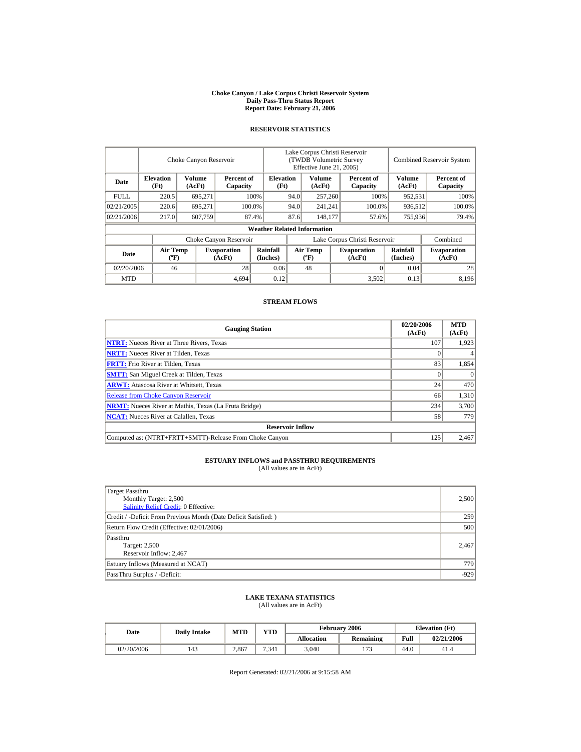# Choke Canyon / Lake Corpus Christi Reservoir System
## Daily Pass-Thru Status Report
## Report Date: February 21, 2006

### RESERVOIR STATISTICS

| Date | Choke Canyon Reservoir | | | Lake Corpus Christi Reservoir (TWDB Volumetric Survey Effective June 21, 2005) | | | Combined Reservoir System | |
|---|---|---|---|---|---|---|---|---|
| | Elevation (Ft) | Volume (AcFt) | Percent of Capacity | Elevation (Ft) | Volume (AcFt) | Percent of Capacity | Volume (AcFt) | Percent of Capacity |
| FULL | 220.5 | 695,271 | 100% | 94.0 | 257,260 | 100% | 952,531 | 100% |
| 02/21/2005 | 220.6 | 695,271 | 100.0% | 94.0 | 241,241 | 100.0% | 936,512 | 100.0% |
| 02/21/2006 | 217.0 | 607,759 | 87.4% | 87.6 | 148,177 | 57.6% | 755,936 | 79.4% |

**Weather Related Information**

| Date | Choke Canyon Reservoir | | | Lake Corpus Christi Reservoir | | | Combined |
|---|---|---|---|---|---|---|---|
| | Air Temp (°F) | Evaporation (AcFt) | Rainfall (Inches) | Air Temp (°F) | Evaporation (AcFt) | Rainfall (Inches) | Evaporation (AcFt) |
| 02/20/2006 | 46 | 28 | 0.06 | 48 | 0 | 0.04 | 28 |
| MTD | | 4,694 | 0.12 | | 3,502 | 0.13 | 8,196 |

### STREAM FLOWS

| Gauging Station | 02/20/2006 (AcFt) | MTD (AcFt) |
|---|---|---|
| NTRT: Nueces River at Three Rivers, Texas | 107 | 1,923 |
| NRTT: Nueces River at Tilden, Texas | 0 | 4 |
| FRTT: Frio River at Tilden, Texas | 83 | 1,854 |
| SMTT: San Miguel Creek at Tilden, Texas | 0 | 0 |
| ARWT: Atascosa River at Whitsett, Texas | 24 | 470 |
| Release from Choke Canyon Reservoir | 66 | 1,310 |
| NRMT: Nueces River at Mathis, Texas (La Fruta Bridge) | 234 | 3,700 |
| NCAT: Nueces River at Calallen, Texas | 58 | 779 |
| **Reservoir Inflow** | | |
| Computed as: (NTRT+FRTT+SMTT)-Release From Choke Canyon | 125 | 2,467 |

### ESTUARY INFLOWS and PASSTHRU REQUIREMENTS
(All values are in AcFt)

| Item | Value |
|---|---|
| Target Passthru<br>Monthly Target: 2,500<br>Salinity Relief Credit: 0 Effective: | 2,500 |
| Credit / -Deficit From Previous Month (Date Deficit Satisfied: ) | 259 |
| Return Flow Credit (Effective: 02/01/2006) | 500 |
| Passthru<br>Target: 2,500<br>Reservoir Inflow: 2,467 | 2,467 |
| Estuary Inflows (Measured at NCAT) | 779 |
| PassThru Surplus / -Deficit: | -929 |

### LAKE TEXANA STATISTICS
(All values are in AcFt)

| Date | Daily Intake | MTD | YTD | February 2006 | | Elevation (Ft) | |
|---|---|---|---|---|---|---|---|
| | | | | Allocation | Remaining | Full | 02/21/2006 |
| 02/20/2006 | 143 | 2,867 | 7,341 | 3,040 | 173 | 44.0 | 41.4 |

Report Generated: 02/21/2006 at 9:15:58 AM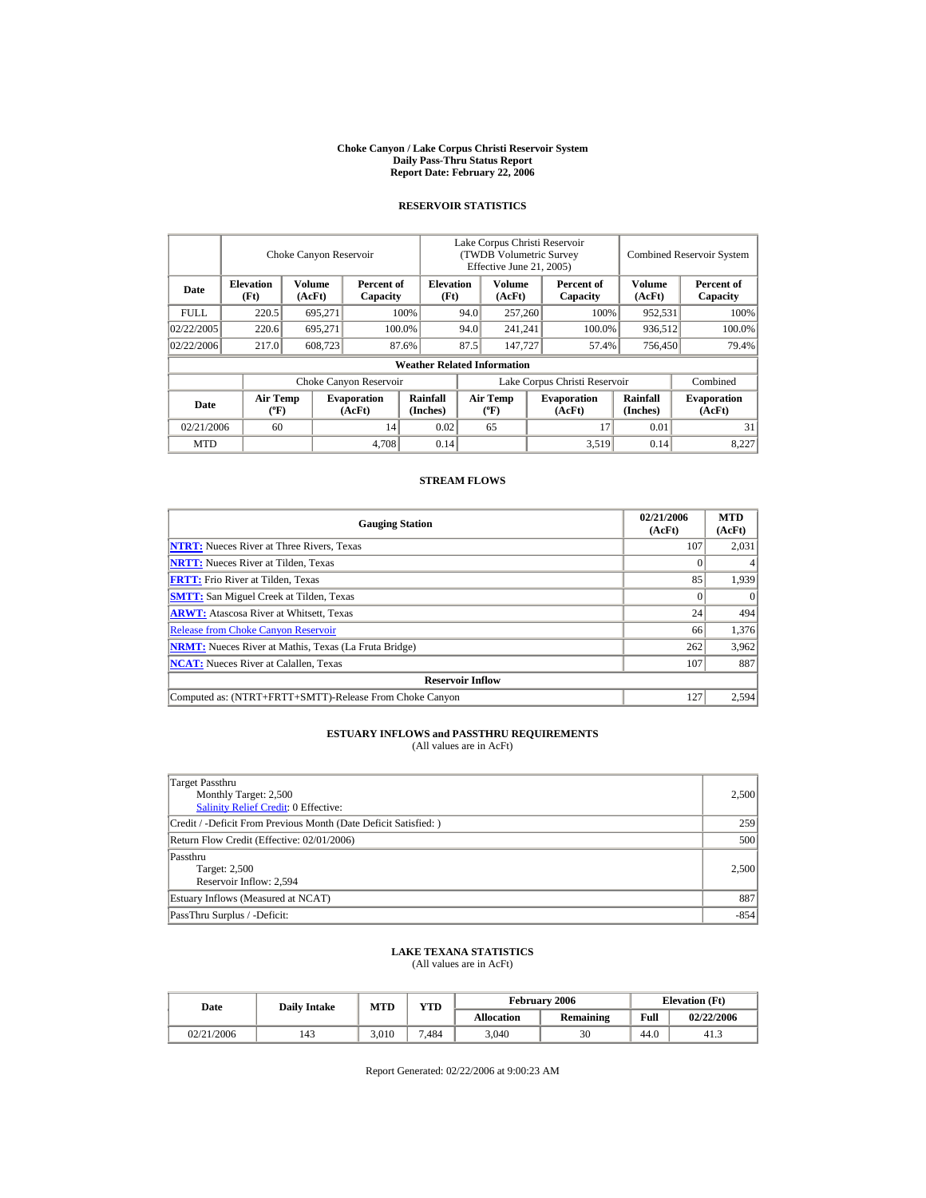**Choke Canyon / Lake Corpus Christi Reservoir System**
**Daily Pass-Thru Status Report**
**Report Date: February 22, 2006**

## RESERVOIR STATISTICS

| | Choke Canyon Reservoir | | | Lake Corpus Christi Reservoir (TWDB Volumetric Survey Effective June 21, 2005) | | | Combined Reservoir System | |
|---|---|---|---|---|---|---|---|---|
| **Date** | **Elevation (Ft)** | **Volume (AcFt)** | **Percent of Capacity** | **Elevation (Ft)** | **Volume (AcFt)** | **Percent of Capacity** | **Volume (AcFt)** | **Percent of Capacity** |
| FULL | 220.5 | 695,271 | 100% | 94.0 | 257,260 | 100% | 952,531 | 100% |
| 02/22/2005 | 220.6 | 695,271 | 100.0% | 94.0 | 241,241 | 100.0% | 936,512 | 100.0% |
| 02/22/2006 | 217.0 | 608,723 | 87.6% | 87.5 | 147,727 | 57.4% | 756,450 | 79.4% |

**Weather Related Information**

| | Choke Canyon Reservoir | | | Lake Corpus Christi Reservoir | | | Combined |
|---|---|---|---|---|---|---|---|
| **Date** | **Air Temp (ºF)** | **Evaporation (AcFt)** | **Rainfall (Inches)** | **Air Temp (ºF)** | **Evaporation (AcFt)** | **Rainfall (Inches)** | **Evaporation (AcFt)** |
| 02/21/2006 | 60 | 14 | 0.02 | 65 | 17 | 0.01 | 31 |
| MTD | | 4,708 | 0.14 | | 3,519 | 0.14 | 8,227 |

## STREAM FLOWS

| Gauging Station | 02/21/2006 (AcFt) | MTD (AcFt) |
|---|---|---|
| NTRT: Nueces River at Three Rivers, Texas | 107 | 2,031 |
| NRTT: Nueces River at Tilden, Texas | 0 | 4 |
| FRTT: Frio River at Tilden, Texas | 85 | 1,939 |
| SMTT: San Miguel Creek at Tilden, Texas | 0 | 0 |
| ARWT: Atascosa River at Whitsett, Texas | 24 | 494 |
| Release from Choke Canyon Reservoir | 66 | 1,376 |
| NRMT: Nueces River at Mathis, Texas (La Fruta Bridge) | 262 | 3,962 |
| NCAT: Nueces River at Calallen, Texas | 107 | 887 |
| **Reservoir Inflow** | | |
| Computed as: (NTRT+FRTT+SMTT)-Release From Choke Canyon | 127 | 2,594 |

## ESTUARY INFLOWS and PASSTHRU REQUIREMENTS
(All values are in AcFt)

| | |
|---|---|
| Target Passthru<br>Monthly Target: 2,500<br>Salinity Relief Credit: 0 Effective: | 2,500 |
| Credit / -Deficit From Previous Month (Date Deficit Satisfied: ) | 259 |
| Return Flow Credit (Effective: 02/01/2006) | 500 |
| Passthru<br>Target: 2,500<br>Reservoir Inflow: 2,594 | 2,500 |
| Estuary Inflows (Measured at NCAT) | 887 |
| PassThru Surplus / -Deficit: | -854 |

## LAKE TEXANA STATISTICS
(All values are in AcFt)

| Date | Daily Intake | MTD | YTD | February 2006 | | Elevation (Ft) | |
|---|---|---|---|---|---|---|---|
| | | | | **Allocation** | **Remaining** | **Full** | **02/22/2006** |
| 02/21/2006 | 143 | 3,010 | 7,484 | 3,040 | 30 | 44.0 | 41.3 |

Report Generated: 02/22/2006 at 9:00:23 AM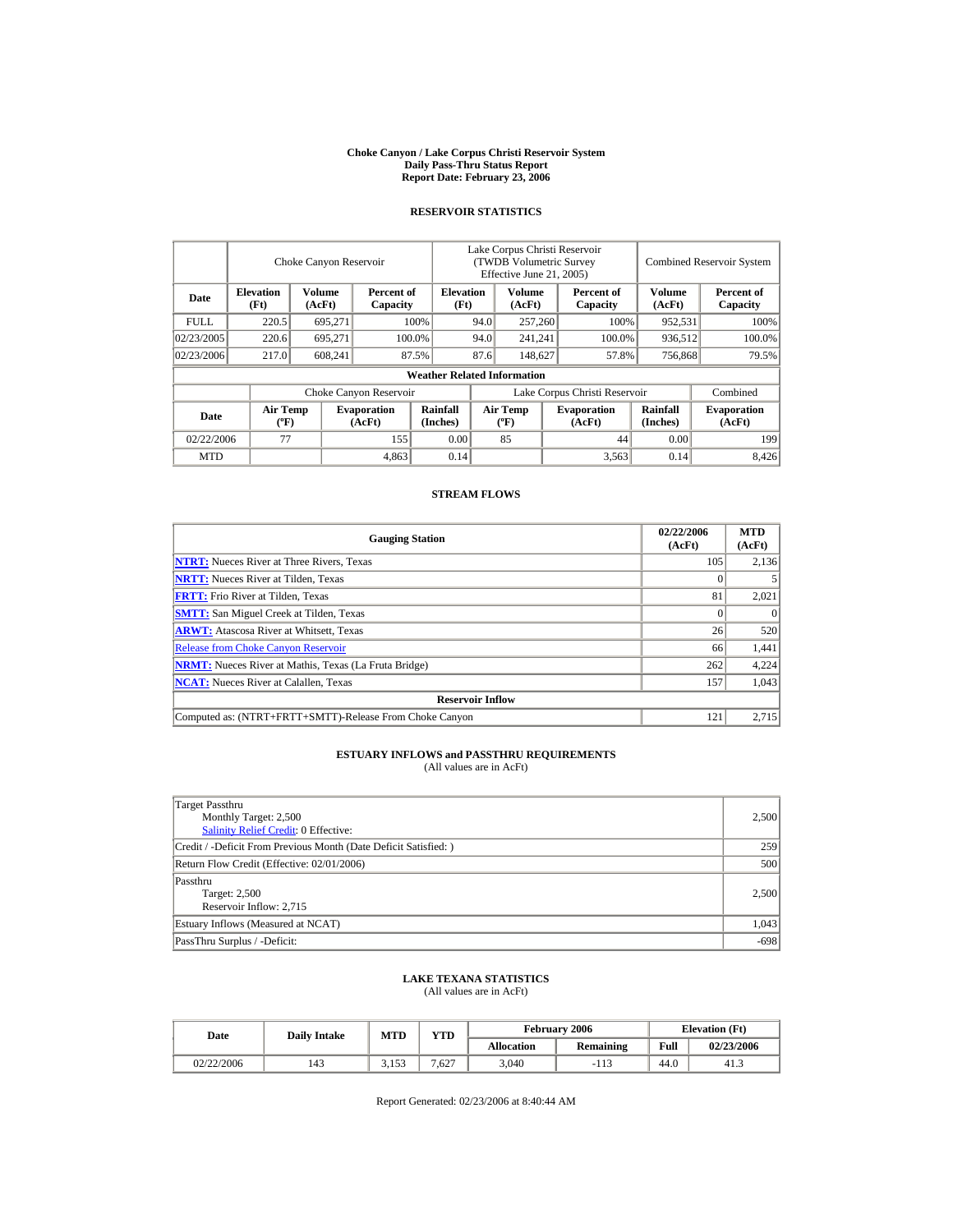**Choke Canyon / Lake Corpus Christi Reservoir System**
**Daily Pass-Thru Status Report**
**Report Date: February 23, 2006**

## RESERVOIR STATISTICS

| | Choke Canyon Reservoir | | | Lake Corpus Christi Reservoir (TWDB Volumetric Survey Effective June 21, 2005) | | | Combined Reservoir System | |
|---|---|---|---|---|---|---|---|---|
| **Date** | **Elevation (Ft)** | **Volume (AcFt)** | **Percent of Capacity** | **Elevation (Ft)** | **Volume (AcFt)** | **Percent of Capacity** | **Volume (AcFt)** | **Percent of Capacity** |
| FULL | 220.5 | 695,271 | 100% | 94.0 | 257,260 | 100% | 952,531 | 100% |
| 02/23/2005 | 220.6 | 695,271 | 100.0% | 94.0 | 241,241 | 100.0% | 936,512 | 100.0% |
| 02/23/2006 | 217.0 | 608,241 | 87.5% | 87.6 | 148,627 | 57.8% | 756,868 | 79.5% |

**Weather Related Information**

| | Choke Canyon Reservoir | | | Lake Corpus Christi Reservoir | | | Combined |
|---|---|---|---|---|---|---|---|
| **Date** | **Air Temp (ºF)** | **Evaporation (AcFt)** | **Rainfall (Inches)** | **Air Temp (ºF)** | **Evaporation (AcFt)** | **Rainfall (Inches)** | **Evaporation (AcFt)** |
| 02/22/2006 | 77 | 155 | 0.00 | 85 | 44 | 0.00 | 199 |
| MTD | | 4,863 | 0.14 | | 3,563 | 0.14 | 8,426 |

## STREAM FLOWS

| Gauging Station | 02/22/2006 (AcFt) | MTD (AcFt) |
|---|---|---|
| **NTRT:** Nueces River at Three Rivers, Texas | 105 | 2,136 |
| **NRTT:** Nueces River at Tilden, Texas | 0 | 5 |
| **FRTT:** Frio River at Tilden, Texas | 81 | 2,021 |
| **SMTT:** San Miguel Creek at Tilden, Texas | 0 | 0 |
| **ARWT:** Atascosa River at Whitsett, Texas | 26 | 520 |
| Release from Choke Canyon Reservoir | 66 | 1,441 |
| **NRMT:** Nueces River at Mathis, Texas (La Fruta Bridge) | 262 | 4,224 |
| **NCAT:** Nueces River at Calallen, Texas | 157 | 1,043 |
| **Reservoir Inflow** | | |
| Computed as: (NTRT+FRTT+SMTT)-Release From Choke Canyon | 121 | 2,715 |

## ESTUARY INFLOWS and PASSTHRU REQUIREMENTS

(All values are in AcFt)

| | |
|---|---|
| Target Passthru<br>Monthly Target: 2,500<br>Salinity Relief Credit: 0 Effective: | 2,500 |
| Credit / -Deficit From Previous Month (Date Deficit Satisfied: ) | 259 |
| Return Flow Credit (Effective: 02/01/2006) | 500 |
| Passthru<br>Target: 2,500<br>Reservoir Inflow: 2,715 | 2,500 |
| Estuary Inflows (Measured at NCAT) | 1,043 |
| PassThru Surplus / -Deficit: | -698 |

## LAKE TEXANA STATISTICS

(All values are in AcFt)

| Date | Daily Intake | MTD | YTD | February 2006 | | Elevation (Ft) | |
|---|---|---|---|---|---|---|---|
| | | | | **Allocation** | **Remaining** | **Full** | **02/23/2006** |
| 02/22/2006 | 143 | 3,153 | 7,627 | 3,040 | -113 | 44.0 | 41.3 |

Report Generated: 02/23/2006 at 8:40:44 AM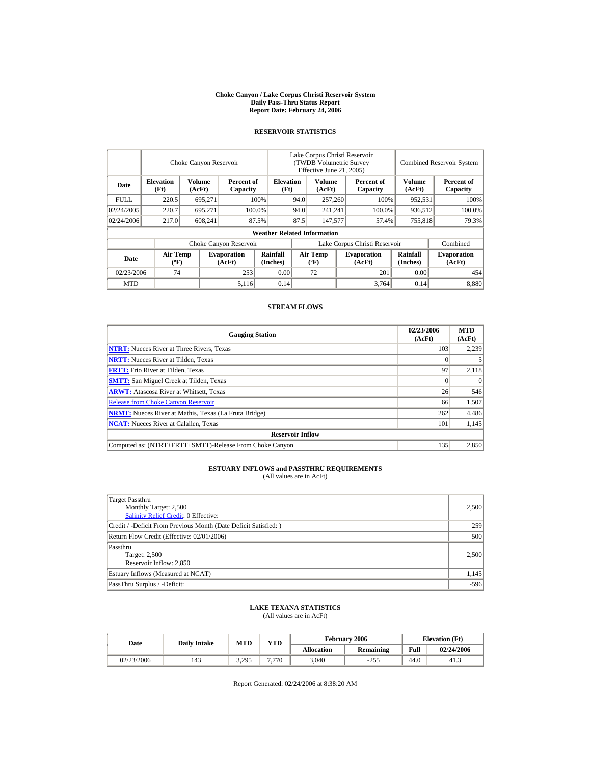**Choke Canyon / Lake Corpus Christi Reservoir System**
**Daily Pass-Thru Status Report**
**Report Date: February 24, 2006**

## RESERVOIR STATISTICS

| Date | Choke Canyon Reservoir | | | Lake Corpus Christi Reservoir (TWDB Volumetric Survey Effective June 21, 2005) | | | Combined Reservoir System | |
|---|---|---|---|---|---|---|---|---|
| | Elevation (Ft) | Volume (AcFt) | Percent of Capacity | Elevation (Ft) | Volume (AcFt) | Percent of Capacity | Volume (AcFt) | Percent of Capacity |
| FULL | 220.5 | 695,271 | 100% | 94.0 | 257,260 | 100% | 952,531 | 100% |
| 02/24/2005 | 220.7 | 695,271 | 100.0% | 94.0 | 241,241 | 100.0% | 936,512 | 100.0% |
| 02/24/2006 | 217.0 | 608,241 | 87.5% | 87.5 | 147,577 | 57.4% | 755,818 | 79.3% |

**Weather Related Information**

| Date | Choke Canyon Reservoir | | | Lake Corpus Christi Reservoir | | | Combined |
|---|---|---|---|---|---|---|---|
| | Air Temp (ºF) | Evaporation (AcFt) | Rainfall (Inches) | Air Temp (ºF) | Evaporation (AcFt) | Rainfall (Inches) | Evaporation (AcFt) |
| 02/23/2006 | 74 | 253 | 0.00 | 72 | 201 | 0.00 | 454 |
| MTD | | 5,116 | 0.14 | | 3,764 | 0.14 | 8,880 |

## STREAM FLOWS

| Gauging Station | 02/23/2006 (AcFt) | MTD (AcFt) |
|---|---|---|
| NTRT: Nueces River at Three Rivers, Texas | 103 | 2,239 |
| NRTT: Nueces River at Tilden, Texas | 0 | 5 |
| FRTT: Frio River at Tilden, Texas | 97 | 2,118 |
| SMTT: San Miguel Creek at Tilden, Texas | 0 | 0 |
| ARWT: Atascosa River at Whitsett, Texas | 26 | 546 |
| Release from Choke Canyon Reservoir | 66 | 1,507 |
| NRMT: Nueces River at Mathis, Texas (La Fruta Bridge) | 262 | 4,486 |
| NCAT: Nueces River at Calallen, Texas | 101 | 1,145 |
| **Reservoir Inflow** | | |
| Computed as: (NTRT+FRTT+SMTT)-Release From Choke Canyon | 135 | 2,850 |

## ESTUARY INFLOWS and PASSTHRU REQUIREMENTS

(All values are in AcFt)

| | |
|---|---|
| Target Passthru<br>Monthly Target: 2,500<br>Salinity Relief Credit: 0 Effective: | 2,500 |
| Credit / -Deficit From Previous Month (Date Deficit Satisfied: ) | 259 |
| Return Flow Credit (Effective: 02/01/2006) | 500 |
| Passthru<br>Target: 2,500<br>Reservoir Inflow: 2,850 | 2,500 |
| Estuary Inflows (Measured at NCAT) | 1,145 |
| PassThru Surplus / -Deficit: | -596 |

## LAKE TEXANA STATISTICS

(All values are in AcFt)

| Date | Daily Intake | MTD | YTD | February 2006 | | Elevation (Ft) | |
|---|---|---|---|---|---|---|---|
| | | | | Allocation | Remaining | Full | 02/24/2006 |
| 02/23/2006 | 143 | 3,295 | 7,770 | 3,040 | -255 | 44.0 | 41.3 |

Report Generated: 02/24/2006 at 8:38:20 AM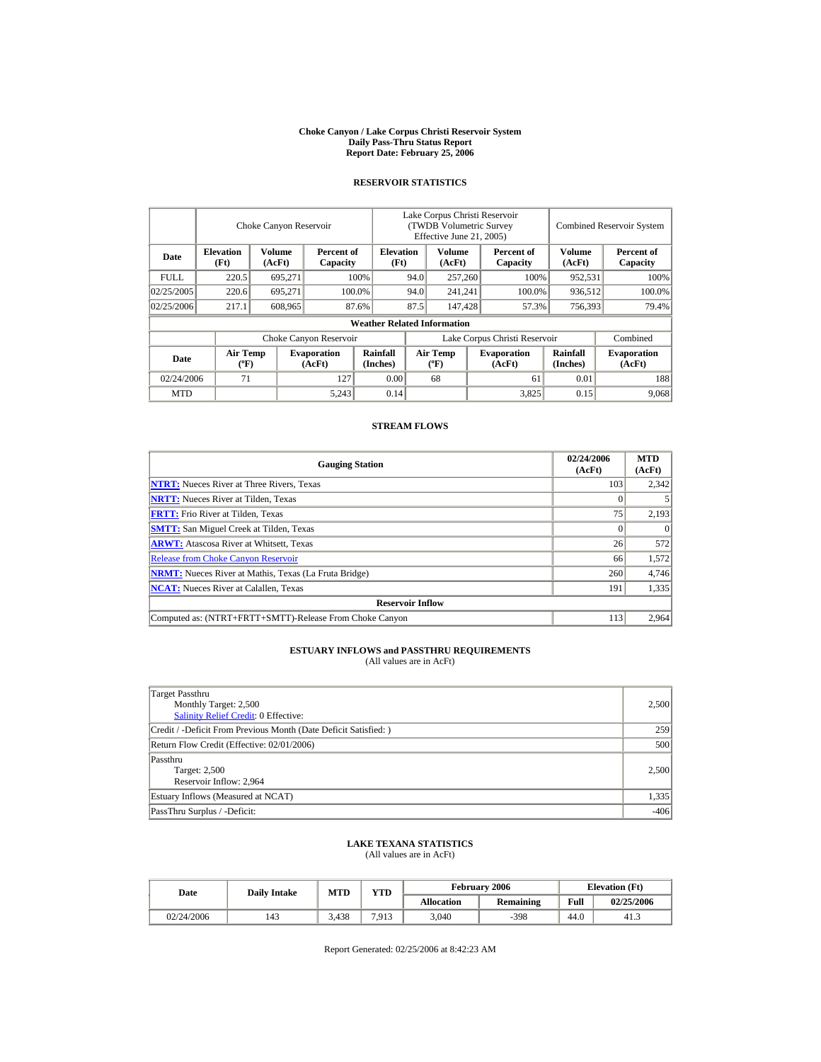**Choke Canyon / Lake Corpus Christi Reservoir System**
**Daily Pass-Thru Status Report**
**Report Date: February 25, 2006**

## RESERVOIR STATISTICS

| Date | Choke Canyon Reservoir | | | Lake Corpus Christi Reservoir (TWDB Volumetric Survey Effective June 21, 2005) | | | Combined Reservoir System | |
|---|---|---|---|---|---|---|---|---|
| | Elevation (Ft) | Volume (AcFt) | Percent of Capacity | Elevation (Ft) | Volume (AcFt) | Percent of Capacity | Volume (AcFt) | Percent of Capacity |
| FULL | 220.5 | 695,271 | 100% | 94.0 | 257,260 | 100% | 952,531 | 100% |
| 02/25/2005 | 220.6 | 695,271 | 100.0% | 94.0 | 241,241 | 100.0% | 936,512 | 100.0% |
| 02/25/2006 | 217.1 | 608,965 | 87.6% | 87.5 | 147,428 | 57.3% | 756,393 | 79.4% |

**Weather Related Information**

| Date | Choke Canyon Reservoir | | | Lake Corpus Christi Reservoir | | | Combined |
|---|---|---|---|---|---|---|---|
| | Air Temp (ºF) | Evaporation (AcFt) | Rainfall (Inches) | Air Temp (ºF) | Evaporation (AcFt) | Rainfall (Inches) | Evaporation (AcFt) |
| 02/24/2006 | 71 | 127 | 0.00 | 68 | 61 | 0.01 | 188 |
| MTD | | 5,243 | 0.14 | | 3,825 | 0.15 | 9,068 |

## STREAM FLOWS

| Gauging Station | 02/24/2006 (AcFt) | MTD (AcFt) |
|---|---|---|
| NTRT: Nueces River at Three Rivers, Texas | 103 | 2,342 |
| NRTT: Nueces River at Tilden, Texas | 0 | 5 |
| FRTT: Frio River at Tilden, Texas | 75 | 2,193 |
| SMTT: San Miguel Creek at Tilden, Texas | 0 | 0 |
| ARWT: Atascosa River at Whitsett, Texas | 26 | 572 |
| Release from Choke Canyon Reservoir | 66 | 1,572 |
| NRMT: Nueces River at Mathis, Texas (La Fruta Bridge) | 260 | 4,746 |
| NCAT: Nueces River at Calallen, Texas | 191 | 1,335 |
| **Reservoir Inflow** | | |
| Computed as: (NTRT+FRTT+SMTT)-Release From Choke Canyon | 113 | 2,964 |

## ESTUARY INFLOWS and PASSTHRU REQUIREMENTS

(All values are in AcFt)

| | |
|---|---|
| Target Passthru<br>Monthly Target: 2,500<br>Salinity Relief Credit: 0 Effective: | 2,500 |
| Credit / -Deficit From Previous Month (Date Deficit Satisfied: ) | 259 |
| Return Flow Credit (Effective: 02/01/2006) | 500 |
| Passthru<br>Target: 2,500<br>Reservoir Inflow: 2,964 | 2,500 |
| Estuary Inflows (Measured at NCAT) | 1,335 |
| PassThru Surplus / -Deficit: | -406 |

## LAKE TEXANA STATISTICS

(All values are in AcFt)

| Date | Daily Intake | MTD | YTD | February 2006 | | Elevation (Ft) | |
|---|---|---|---|---|---|---|---|
| | | | | Allocation | Remaining | Full | 02/25/2006 |
| 02/24/2006 | 143 | 3,438 | 7,913 | 3,040 | -398 | 44.0 | 41.3 |

Report Generated: 02/25/2006 at 8:42:23 AM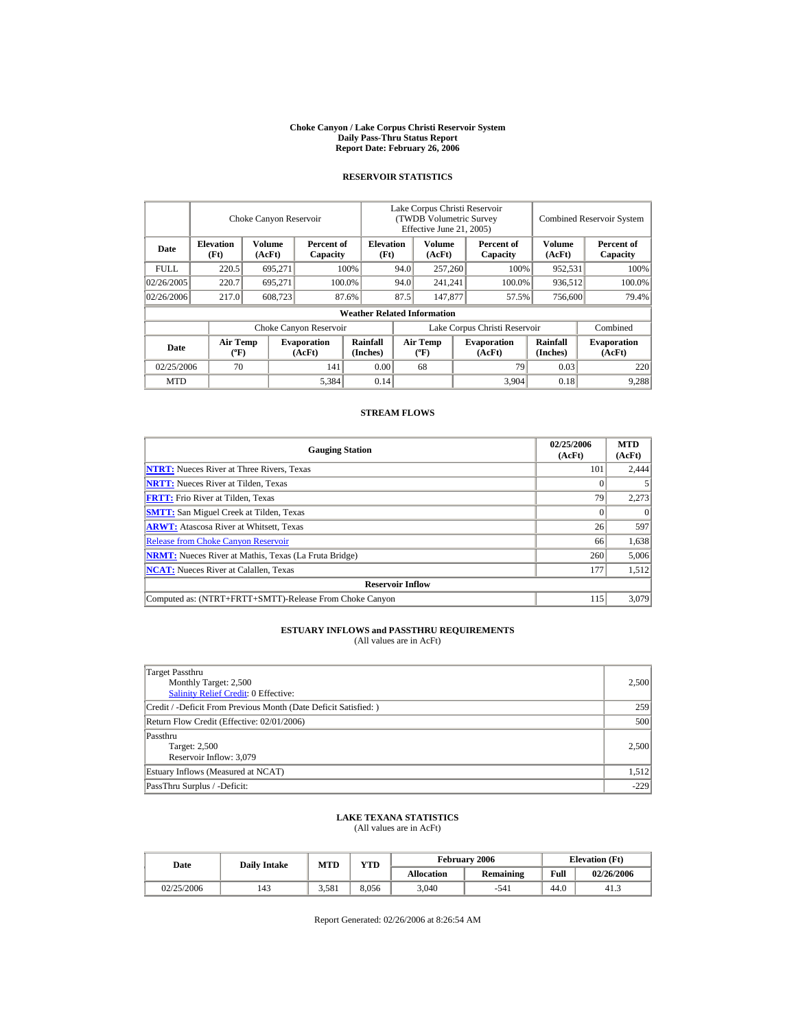**Choke Canyon / Lake Corpus Christi Reservoir System**
**Daily Pass-Thru Status Report**
**Report Date: February 26, 2006**

## RESERVOIR STATISTICS

| | Choke Canyon Reservoir | | | Lake Corpus Christi Reservoir (TWDB Volumetric Survey Effective June 21, 2005) | | | Combined Reservoir System | |
|---|---|---|---|---|---|---|---|---|
| **Date** | **Elevation (Ft)** | **Volume (AcFt)** | **Percent of Capacity** | **Elevation (Ft)** | **Volume (AcFt)** | **Percent of Capacity** | **Volume (AcFt)** | **Percent of Capacity** |
| FULL | 220.5 | 695,271 | 100% | 94.0 | 257,260 | 100% | 952,531 | 100% |
| 02/26/2005 | 220.7 | 695,271 | 100.0% | 94.0 | 241,241 | 100.0% | 936,512 | 100.0% |
| 02/26/2006 | 217.0 | 608,723 | 87.6% | 87.5 | 147,877 | 57.5% | 756,600 | 79.4% |

**Weather Related Information**

| | Choke Canyon Reservoir | | | Lake Corpus Christi Reservoir | | | Combined |
|---|---|---|---|---|---|---|---|
| **Date** | **Air Temp (°F)** | **Evaporation (AcFt)** | **Rainfall (Inches)** | **Air Temp (°F)** | **Evaporation (AcFt)** | **Rainfall (Inches)** | **Evaporation (AcFt)** |
| 02/25/2006 | 70 | 141 | 0.00 | 68 | 79 | 0.03 | 220 |
| MTD | | 5,384 | 0.14 | | 3,904 | 0.18 | 9,288 |

## STREAM FLOWS

| Gauging Station | 02/25/2006 (AcFt) | MTD (AcFt) |
|---|---|---|
| NTRT: Nueces River at Three Rivers, Texas | 101 | 2,444 |
| NRTT: Nueces River at Tilden, Texas | 0 | 5 |
| FRTT: Frio River at Tilden, Texas | 79 | 2,273 |
| SMTT: San Miguel Creek at Tilden, Texas | 0 | 0 |
| ARWT: Atascosa River at Whitsett, Texas | 26 | 597 |
| Release from Choke Canyon Reservoir | 66 | 1,638 |
| NRMT: Nueces River at Mathis, Texas (La Fruta Bridge) | 260 | 5,006 |
| NCAT: Nueces River at Calallen, Texas | 177 | 1,512 |
| **Reservoir Inflow** | | |
| Computed as: (NTRT+FRTT+SMTT)-Release From Choke Canyon | 115 | 3,079 |

## ESTUARY INFLOWS and PASSTHRU REQUIREMENTS
(All values are in AcFt)

| | |
|---|---|
| Target Passthru<br>Monthly Target: 2,500<br>Salinity Relief Credit: 0 Effective: | 2,500 |
| Credit / -Deficit From Previous Month (Date Deficit Satisfied: ) | 259 |
| Return Flow Credit (Effective: 02/01/2006) | 500 |
| Passthru<br>Target: 2,500<br>Reservoir Inflow: 3,079 | 2,500 |
| Estuary Inflows (Measured at NCAT) | 1,512 |
| PassThru Surplus / -Deficit: | -229 |

## LAKE TEXANA STATISTICS
(All values are in AcFt)

| Date | Daily Intake | MTD | YTD | February 2006 | | Elevation (Ft) | |
|---|---|---|---|---|---|---|---|
| | | | | **Allocation** | **Remaining** | **Full** | **02/26/2006** |
| 02/25/2006 | 143 | 3,581 | 8,056 | 3,040 | -541 | 44.0 | 41.3 |

Report Generated: 02/26/2006 at 8:26:54 AM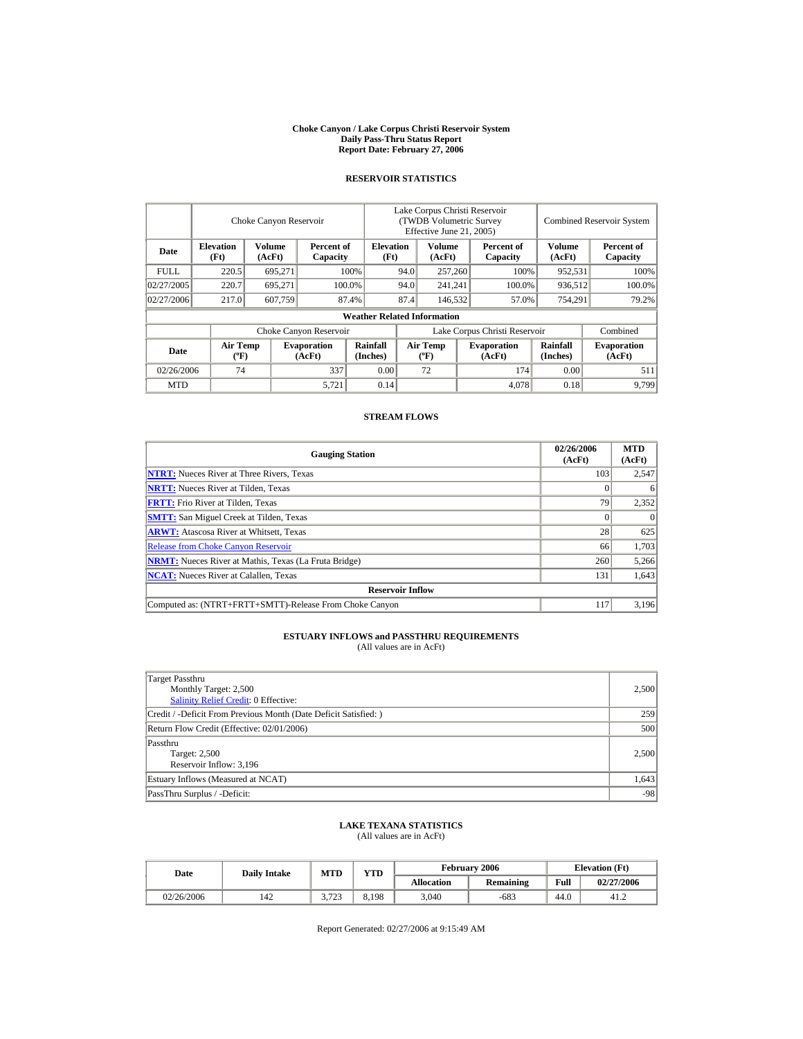# Choke Canyon / Lake Corpus Christi Reservoir System
## Daily Pass-Thru Status Report
### Report Date: February 27, 2006

## RESERVOIR STATISTICS

| | Choke Canyon Reservoir | | | Lake Corpus Christi Reservoir (TWDB Volumetric Survey Effective June 21, 2005) | | | Combined Reservoir System | |
|---|---|---|---|---|---|---|---|---|
| Date | Elevation (Ft) | Volume (AcFt) | Percent of Capacity | Elevation (Ft) | Volume (AcFt) | Percent of Capacity | Volume (AcFt) | Percent of Capacity |
| FULL | 220.5 | 695,271 | 100% | 94.0 | 257,260 | 100% | 952,531 | 100% |
| 02/27/2005 | 220.7 | 695,271 | 100.0% | 94.0 | 241,241 | 100.0% | 936,512 | 100.0% |
| 02/27/2006 | 217.0 | 607,759 | 87.4% | 87.4 | 146,532 | 57.0% | 754,291 | 79.2% |

**Weather Related Information**

| | Choke Canyon Reservoir | | | Lake Corpus Christi Reservoir | | | Combined |
|---|---|---|---|---|---|---|---|
| Date | Air Temp (ºF) | Evaporation (AcFt) | Rainfall (Inches) | Air Temp (ºF) | Evaporation (AcFt) | Rainfall (Inches) | Evaporation (AcFt) |
| 02/26/2006 | 74 | 337 | 0.00 | 72 | 174 | 0.00 | 511 |
| MTD | | 5,721 | 0.14 | | 4,078 | 0.18 | 9,799 |

## STREAM FLOWS

| Gauging Station | 02/26/2006 (AcFt) | MTD (AcFt) |
|---|---|---|
| NTRT: Nueces River at Three Rivers, Texas | 103 | 2,547 |
| NRTT: Nueces River at Tilden, Texas | 0 | 6 |
| FRTT: Frio River at Tilden, Texas | 79 | 2,352 |
| SMTT: San Miguel Creek at Tilden, Texas | 0 | 0 |
| ARWT: Atascosa River at Whitsett, Texas | 28 | 625 |
| Release from Choke Canyon Reservoir | 66 | 1,703 |
| NRMT: Nueces River at Mathis, Texas (La Fruta Bridge) | 260 | 5,266 |
| NCAT: Nueces River at Calallen, Texas | 131 | 1,643 |
| **Reservoir Inflow** | | |
| Computed as: (NTRT+FRTT+SMTT)-Release From Choke Canyon | 117 | 3,196 |

## ESTUARY INFLOWS and PASSTHRU REQUIREMENTS
(All values are in AcFt)

| | |
|---|---|
| Target Passthru<br>Monthly Target: 2,500<br>Salinity Relief Credit: 0 Effective: | 2,500 |
| Credit / -Deficit From Previous Month (Date Deficit Satisfied: ) | 259 |
| Return Flow Credit (Effective: 02/01/2006) | 500 |
| Passthru<br>Target: 2,500<br>Reservoir Inflow: 3,196 | 2,500 |
| Estuary Inflows (Measured at NCAT) | 1,643 |
| PassThru Surplus / -Deficit: | -98 |

## LAKE TEXANA STATISTICS
(All values are in AcFt)

| Date | Daily Intake | MTD | YTD | February 2006 | | Elevation (Ft) | |
|---|---|---|---|---|---|---|---|
| | | | | Allocation | Remaining | Full | 02/27/2006 |
| 02/26/2006 | 142 | 3,723 | 8,198 | 3,040 | -683 | 44.0 | 41.2 |

Report Generated: 02/27/2006 at 9:15:49 AM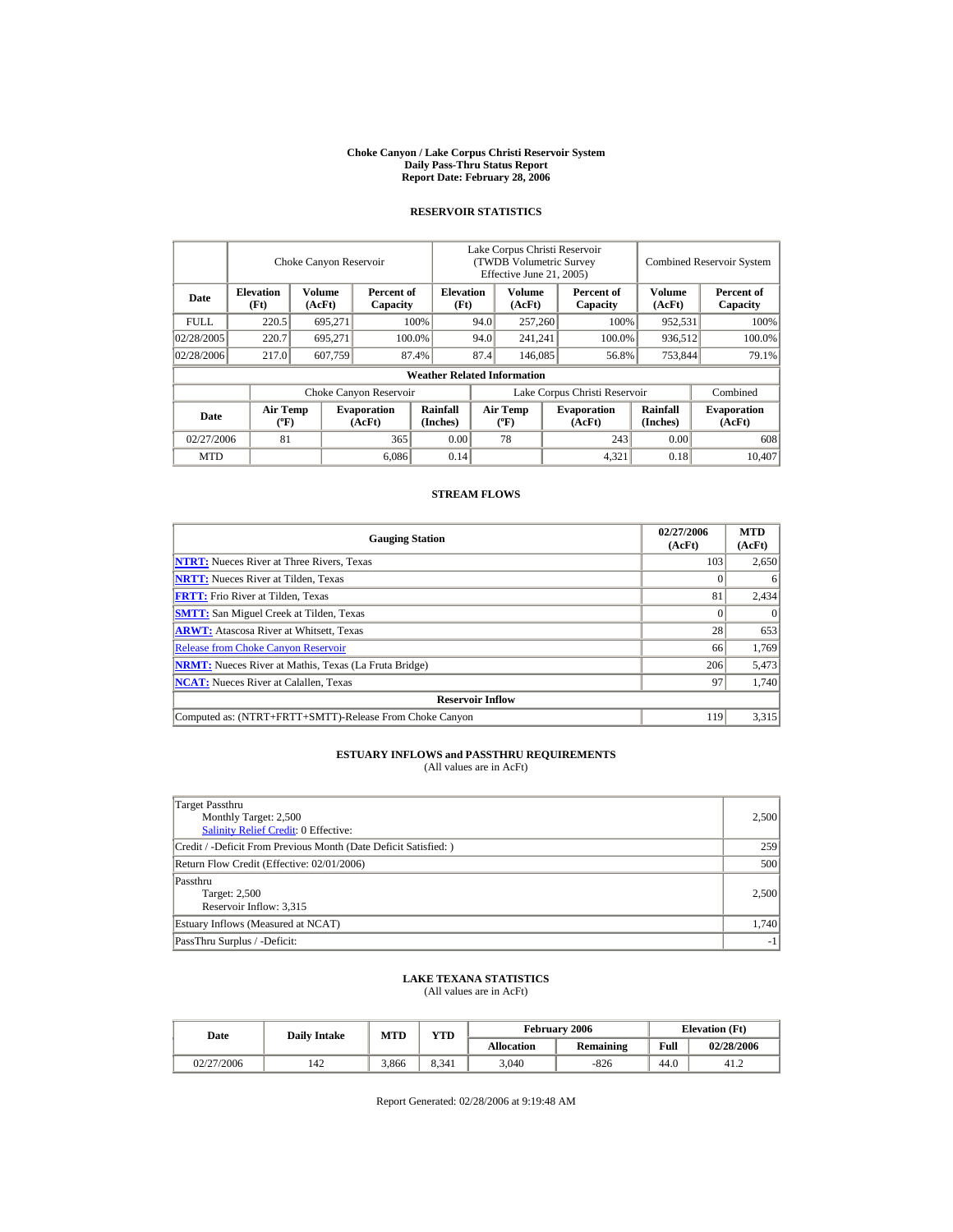**Choke Canyon / Lake Corpus Christi Reservoir System**
**Daily Pass-Thru Status Report**
**Report Date: February 28, 2006**

## RESERVOIR STATISTICS

| | Choke Canyon Reservoir | | | Lake Corpus Christi Reservoir (TWDB Volumetric Survey Effective June 21, 2005) | | | Combined Reservoir System | |
|---|---|---|---|---|---|---|---|---|
| **Date** | **Elevation (Ft)** | **Volume (AcFt)** | **Percent of Capacity** | **Elevation (Ft)** | **Volume (AcFt)** | **Percent of Capacity** | **Volume (AcFt)** | **Percent of Capacity** |
| FULL | 220.5 | 695,271 | 100% | 94.0 | 257,260 | 100% | 952,531 | 100% |
| 02/28/2005 | 220.7 | 695,271 | 100.0% | 94.0 | 241,241 | 100.0% | 936,512 | 100.0% |
| 02/28/2006 | 217.0 | 607,759 | 87.4% | 87.4 | 146,085 | 56.8% | 753,844 | 79.1% |

**Weather Related Information**

| | Choke Canyon Reservoir | | | Lake Corpus Christi Reservoir | | | Combined |
|---|---|---|---|---|---|---|---|
| **Date** | **Air Temp (°F)** | **Evaporation (AcFt)** | **Rainfall (Inches)** | **Air Temp (°F)** | **Evaporation (AcFt)** | **Rainfall (Inches)** | **Evaporation (AcFt)** |
| 02/27/2006 | 81 | 365 | 0.00 | 78 | 243 | 0.00 | 608 |
| MTD | | 6,086 | 0.14 | | 4,321 | 0.18 | 10,407 |

## STREAM FLOWS

| Gauging Station | 02/27/2006 (AcFt) | MTD (AcFt) |
|---|---|---|
| **NTRT:** Nueces River at Three Rivers, Texas | 103 | 2,650 |
| **NRTT:** Nueces River at Tilden, Texas | 0 | 6 |
| **FRTT:** Frio River at Tilden, Texas | 81 | 2,434 |
| **SMTT:** San Miguel Creek at Tilden, Texas | 0 | 0 |
| **ARWT:** Atascosa River at Whitsett, Texas | 28 | 653 |
| Release from Choke Canyon Reservoir | 66 | 1,769 |
| **NRMT:** Nueces River at Mathis, Texas (La Fruta Bridge) | 206 | 5,473 |
| **NCAT:** Nueces River at Calallen, Texas | 97 | 1,740 |
| **Reservoir Inflow** | | |
| Computed as: (NTRT+FRTT+SMTT)-Release From Choke Canyon | 119 | 3,315 |

## ESTUARY INFLOWS and PASSTHRU REQUIREMENTS
(All values are in AcFt)

| | |
|---|---|
| Target Passthru<br>Monthly Target: 2,500<br>Salinity Relief Credit: 0 Effective: | 2,500 |
| Credit / -Deficit From Previous Month (Date Deficit Satisfied: ) | 259 |
| Return Flow Credit (Effective: 02/01/2006) | 500 |
| Passthru<br>Target: 2,500<br>Reservoir Inflow: 3,315 | 2,500 |
| Estuary Inflows (Measured at NCAT) | 1,740 |
| PassThru Surplus / -Deficit: | -1 |

## LAKE TEXANA STATISTICS
(All values are in AcFt)

| Date | Daily Intake | MTD | YTD | February 2006 | | Elevation (Ft) | |
|---|---|---|---|---|---|---|---|
| | | | | **Allocation** | **Remaining** | **Full** | **02/28/2006** |
| 02/27/2006 | 142 | 3,866 | 8,341 | 3,040 | -826 | 44.0 | 41.2 |

Report Generated: 02/28/2006 at 9:19:48 AM